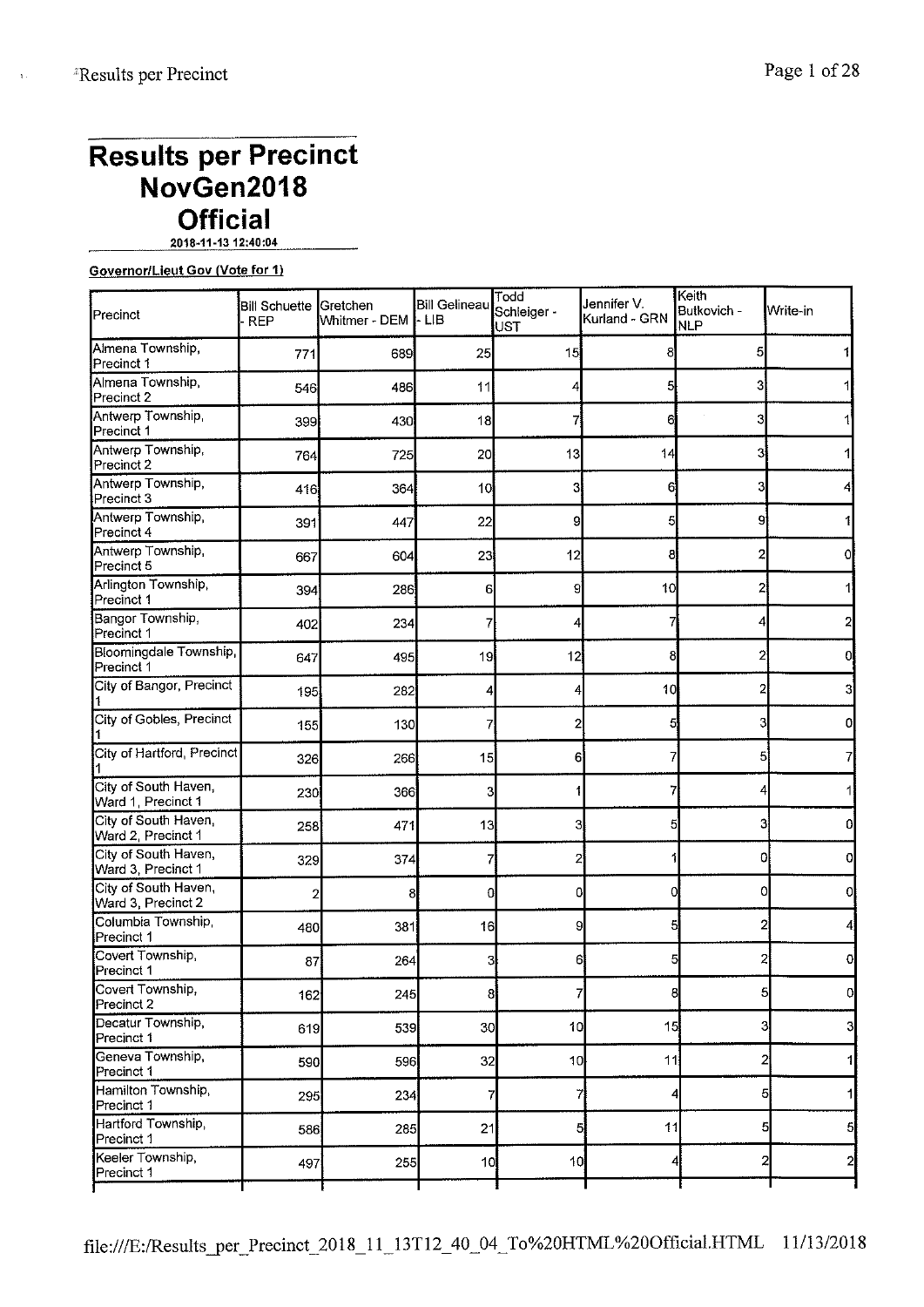# Results per Precinct
# NovGen2018
# Official

2018-11-13 12:40:04

**Governor/Lieut Gov (Vote for 1)**

| Precinct | Bill Schuette - REP | Gretchen Whitmer - DEM | Bill Gelineau - LIB | Todd Schleiger - UST | Jennifer V. Kurland - GRN | Keith Butkovich - NLP | Write-in |
|---|---|---|---|---|---|---|---|
| Almena Township, Precinct 1 | 771 | 689 | 25 | 15 | 8 | 5 | 1 |
| Almena Township, Precinct 2 | 546 | 486 | 11 | 4 | 5 | 3 | 1 |
| Antwerp Township, Precinct 1 | 399 | 430 | 18 | 7 | 6 | 3 | 1 |
| Antwerp Township, Precinct 2 | 764 | 725 | 20 | 13 | 14 | 3 | 1 |
| Antwerp Township, Precinct 3 | 416 | 364 | 10 | 3 | 6 | 3 | 4 |
| Antwerp Township, Precinct 4 | 391 | 447 | 22 | 9 | 5 | 9 | 1 |
| Antwerp Township, Precinct 5 | 667 | 604 | 23 | 12 | 8 | 2 | 0 |
| Arlington Township, Precinct 1 | 394 | 286 | 6 | 9 | 10 | 2 | 1 |
| Bangor Township, Precinct 1 | 402 | 234 | 7 | 4 | 7 | 4 | 2 |
| Bloomingdale Township, Precinct 1 | 647 | 495 | 19 | 12 | 8 | 2 | 0 |
| City of Bangor, Precinct 1 | 195 | 282 | 4 | 4 | 10 | 2 | 3 |
| City of Gobles, Precinct 1 | 155 | 130 | 7 | 2 | 5 | 3 | 0 |
| City of Hartford, Precinct 1 | 326 | 266 | 15 | 6 | 7 | 5 | 7 |
| City of South Haven, Ward 1, Precinct 1 | 230 | 366 | 3 | 1 | 7 | 4 | 1 |
| City of South Haven, Ward 2, Precinct 1 | 258 | 471 | 13 | 3 | 5 | 3 | 0 |
| City of South Haven, Ward 3, Precinct 1 | 329 | 374 | 7 | 2 | 1 | 0 | 0 |
| City of South Haven, Ward 3, Precinct 2 | 2 | 8 | 0 | 0 | 0 | 0 | 0 |
| Columbia Township, Precinct 1 | 480 | 381 | 16 | 9 | 5 | 2 | 4 |
| Covert Township, Precinct 1 | 87 | 264 | 3 | 6 | 5 | 2 | 0 |
| Covert Township, Precinct 2 | 162 | 245 | 8 | 7 | 8 | 5 | 0 |
| Decatur Township, Precinct 1 | 619 | 539 | 30 | 10 | 15 | 3 | 3 |
| Geneva Township, Precinct 1 | 590 | 596 | 32 | 10 | 11 | 2 | 1 |
| Hamilton Township, Precinct 1 | 295 | 234 | 7 | 7 | 4 | 5 | 1 |
| Hartford Township, Precinct 1 | 586 | 285 | 21 | 5 | 11 | 5 | 5 |
| Keeler Township, Precinct 1 | 497 | 255 | 10 | 10 | 4 | 2 | 2 |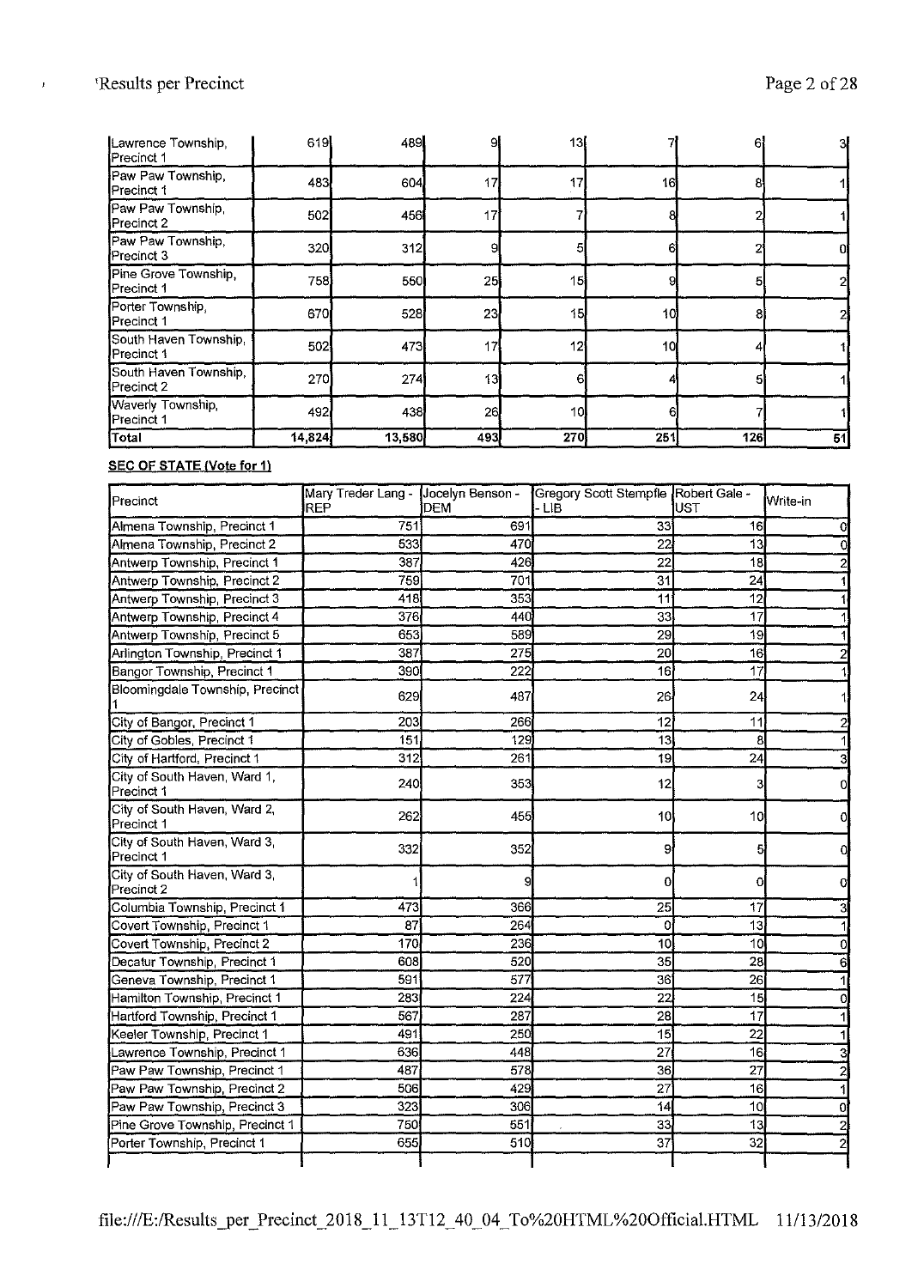| | | | | | | | |
|---|---|---|---|---|---|---|---|
| Lawrence Township, Precinct 1 | 619 | 489 | 9 | 13 | 7 | 6 | 3 |
| Paw Paw Township, Precinct 1 | 483 | 604 | 17 | 17 | 16 | 8 | 1 |
| Paw Paw Township, Precinct 2 | 502 | 456 | 17 | 7 | 8 | 2 | 1 |
| Paw Paw Township, Precinct 3 | 320 | 312 | 9 | 5 | 6 | 2 | 0 |
| Pine Grove Township, Precinct 1 | 758 | 550 | 25 | 15 | 9 | 5 | 2 |
| Porter Township, Precinct 1 | 670 | 528 | 23 | 15 | 10 | 8 | 2 |
| South Haven Township, Precinct 1 | 502 | 473 | 17 | 12 | 10 | 4 | 1 |
| South Haven Township, Precinct 2 | 270 | 274 | 13 | 6 | 4 | 5 | 1 |
| Waverly Township, Precinct 1 | 492 | 438 | 26 | 10 | 6 | 7 | 1 |
| **Total** | **14,824** | **13,580** | **493** | **270** | **251** | **126** | **51** |

**SEC OF STATE (Vote for 1)**

| Precinct | Mary Treder Lang - REP | Jocelyn Benson - DEM | Gregory Scott Stempfle - LIB | Robert Gale - UST | Write-in |
|---|---|---|---|---|---|
| Almena Township, Precinct 1 | 751 | 691 | 33 | 16 | 0 |
| Almena Township, Precinct 2 | 533 | 470 | 22 | 13 | 0 |
| Antwerp Township, Precinct 1 | 387 | 426 | 22 | 18 | 2 |
| Antwerp Township, Precinct 2 | 759 | 701 | 31 | 24 | 1 |
| Antwerp Township, Precinct 3 | 418 | 353 | 11 | 12 | 1 |
| Antwerp Township, Precinct 4 | 376 | 440 | 33 | 17 | 1 |
| Antwerp Township, Precinct 5 | 653 | 589 | 29 | 19 | 1 |
| Arlington Township, Precinct 1 | 387 | 275 | 20 | 16 | 2 |
| Bangor Township, Precinct 1 | 390 | 222 | 16 | 17 | 1 |
| Bloomingdale Township, Precinct 1 | 629 | 487 | 26 | 24 | 1 |
| City of Bangor, Precinct 1 | 203 | 266 | 12 | 11 | 2 |
| City of Gobles, Precinct 1 | 151 | 129 | 13 | 8 | 1 |
| City of Hartford, Precinct 1 | 312 | 261 | 19 | 24 | 3 |
| City of South Haven, Ward 1, Precinct 1 | 240 | 353 | 12 | 3 | 0 |
| City of South Haven, Ward 2, Precinct 1 | 262 | 455 | 10 | 10 | 0 |
| City of South Haven, Ward 3, Precinct 1 | 332 | 352 | 9 | 5 | 0 |
| City of South Haven, Ward 3, Precinct 2 | 1 | 9 | 0 | 0 | 0 |
| Columbia Township, Precinct 1 | 473 | 366 | 25 | 17 | 3 |
| Covert Township, Precinct 1 | 87 | 264 | 0 | 13 | 1 |
| Covert Township, Precinct 2 | 170 | 236 | 10 | 10 | 0 |
| Decatur Township, Precinct 1 | 608 | 520 | 35 | 28 | 6 |
| Geneva Township, Precinct 1 | 591 | 577 | 36 | 26 | 1 |
| Hamilton Township, Precinct 1 | 283 | 224 | 22 | 15 | 0 |
| Hartford Township, Precinct 1 | 567 | 287 | 28 | 17 | 1 |
| Keeler Township, Precinct 1 | 491 | 250 | 15 | 22 | 1 |
| Lawrence Township, Precinct 1 | 636 | 448 | 27 | 16 | 3 |
| Paw Paw Township, Precinct 1 | 487 | 578 | 36 | 27 | 2 |
| Paw Paw Township, Precinct 2 | 506 | 429 | 27 | 16 | 1 |
| Paw Paw Township, Precinct 3 | 323 | 306 | 14 | 10 | 0 |
| Pine Grove Township, Precinct 1 | 750 | 551 | 33 | 13 | 2 |
| Porter Township, Precinct 1 | 655 | 510 | 37 | 32 | 2 |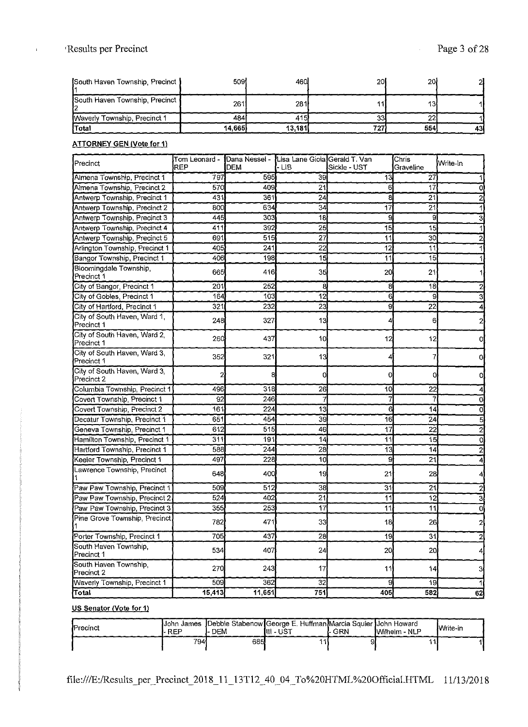| South Haven Township, Precinct 1 | 509 | 460 | 20 | 20 | 2 |
|---|---|---|---|---|---|
| South Haven Township, Precinct 2 | 261 | 281 | 11 | 13 | 1 |
| Waverly Township, Precinct 1 | 484 | 415 | 33 | 22 | 1 |
| Total | 14,665 | 13,181 | 727 | 554 | 43 |

**ATTORNEY GEN (Vote for 1)**

| Precinct | Tom Leonard - REP | Dana Nessel - DEM | Lisa Lane Gioia - LIB | Gerald T. Van Sickle - UST | Chris Graveline | Write-in |
|---|---|---|---|---|---|---|
| Almena Township, Precinct 1 | 797 | 595 | 39 | 13 | 27 | 1 |
| Almena Township, Precinct 2 | 570 | 409 | 21 | 6 | 17 | 0 |
| Antwerp Township, Precinct 1 | 431 | 361 | 24 | 8 | 21 | 2 |
| Antwerp Township, Precinct 2 | 800 | 634 | 34 | 17 | 21 | 1 |
| Antwerp Township, Precinct 3 | 445 | 303 | 18 | 9 | 9 | 3 |
| Antwerp Township, Precinct 4 | 411 | 392 | 25 | 15 | 15 | 1 |
| Antwerp Township, Precinct 5 | 691 | 515 | 27 | 11 | 30 | 2 |
| Arlington Township, Precinct 1 | 405 | 241 | 22 | 12 | 11 | 1 |
| Bangor Township, Precinct 1 | 406 | 198 | 15 | 11 | 15 | 1 |
| Bloomingdale Township, Precinct 1 | 665 | 416 | 35 | 20 | 21 | 1 |
| City of Bangor, Precinct 1 | 201 | 252 | 8 | 8 | 18 | 2 |
| City of Gobles, Precinct 1 | 164 | 103 | 12 | 6 | 9 | 3 |
| City of Hartford, Precinct 1 | 321 | 232 | 23 | 9 | 22 | 4 |
| City of South Haven, Ward 1, Precinct 1 | 248 | 327 | 13 | 4 | 6 | 2 |
| City of South Haven, Ward 2, Precinct 1 | 260 | 437 | 10 | 12 | 12 | 0 |
| City of South Haven, Ward 3, Precinct 1 | 352 | 321 | 13 | 4 | 7 | 0 |
| City of South Haven, Ward 3, Precinct 2 | 2 | 8 | 0 | 0 | 0 | 0 |
| Columbia Township, Precinct 1 | 496 | 318 | 26 | 10 | 22 | 4 |
| Covert Township, Precinct 1 | 92 | 246 | 7 | 7 | 7 | 0 |
| Covert Township, Precinct 2 | 161 | 224 | 13 | 6 | 14 | 0 |
| Decatur Township, Precinct 1 | 651 | 454 | 39 | 16 | 24 | 5 |
| Geneva Township, Precinct 1 | 612 | 515 | 46 | 17 | 22 | 2 |
| Hamilton Township, Precinct 1 | 311 | 191 | 14 | 11 | 15 | 0 |
| Hartford Township, Precinct 1 | 588 | 244 | 28 | 13 | 14 | 2 |
| Keeler Township, Precinct 1 | 497 | 228 | 10 | 9 | 21 | 4 |
| Lawrence Township, Precinct 1 | 648 | 400 | 19 | 21 | 28 | 4 |
| Paw Paw Township, Precinct 1 | 509 | 512 | 38 | 31 | 21 | 2 |
| Paw Paw Township, Precinct 2 | 524 | 402 | 21 | 11 | 12 | 3 |
| Paw Paw Township, Precinct 3 | 355 | 253 | 17 | 11 | 11 | 0 |
| Pine Grove Township, Precinct 1 | 782 | 471 | 33 | 18 | 26 | 2 |
| Porter Township, Precinct 1 | 705 | 437 | 28 | 19 | 31 | 2 |
| South Haven Township, Precinct 1 | 534 | 407 | 24 | 20 | 20 | 4 |
| South Haven Township, Precinct 2 | 270 | 243 | 17 | 11 | 14 | 3 |
| Waverly Township, Precinct 1 | 509 | 362 | 32 | 9 | 19 | 1 |
| Total | 15,413 | 11,651 | 751 | 405 | 582 | 62 |

**US Senator (Vote for 1)**

| Precinct | John James - REP | Debbie Stabenow - DEM | George E. Huffman III - UST | Marcia Squier - GRN | John Howard Wilhelm - NLP | Write-in |
|---|---|---|---|---|---|---|
| | 794 | 685 | 11 | 9 | 11 | 1 |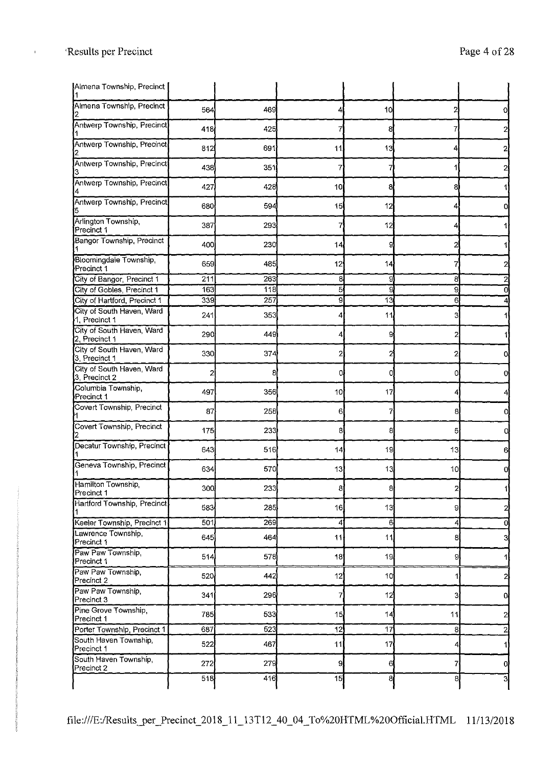| | | | | | | |
|---|---|---|---|---|---|---|
| Almena Township, Precinct 1 | | | | | | |
| Almena Township, Precinct 2 | 564 | 469 | 4 | 10 | 2 | 0 |
| Antwerp Township, Precinct 1 | 418 | 425 | 7 | 8 | 7 | 2 |
| Antwerp Township, Precinct 2 | 812 | 691 | 11 | 13 | 4 | 2 |
| Antwerp Township, Precinct 3 | 438 | 351 | 7 | 7 | 1 | 2 |
| Antwerp Township, Precinct 4 | 427 | 428 | 10 | 8 | 8 | 1 |
| Antwerp Township, Precinct 5 | 680 | 594 | 15 | 12 | 4 | 0 |
| Arlington Township, Precinct 1 | 387 | 293 | 7 | 12 | 4 | 1 |
| Bangor Township, Precinct 1 | 400 | 230 | 14 | 9 | 2 | 1 |
| Bloomingdale Township, Precinct 1 | 659 | 485 | 12 | 14 | 7 | 2 |
| City of Bangor, Precinct 1 | 211 | 263 | 8 | 9 | 8 | 2 |
| City of Gobles, Precinct 1 | 163 | 118 | 5 | 9 | 9 | 0 |
| City of Hartford, Precinct 1 | 339 | 257 | 9 | 13 | 6 | 4 |
| City of South Haven, Ward 1, Precinct 1 | 241 | 353 | 4 | 11 | 3 | 1 |
| City of South Haven, Ward 2, Precinct 1 | 290 | 449 | 4 | 9 | 2 | 1 |
| City of South Haven, Ward 3, Precinct 1 | 330 | 374 | 2 | 2 | 2 | 0 |
| City of South Haven, Ward 3, Precinct 2 | 2 | 8 | 0 | 0 | 0 | 0 |
| Columbia Township, Precinct 1 | 497 | 356 | 10 | 17 | 4 | 4 |
| Covert Township, Precinct 1 | 87 | 258 | 6 | 7 | 8 | 0 |
| Covert Township, Precinct 2 | 175 | 233 | 8 | 8 | 5 | 0 |
| Decatur Township, Precinct 1 | 643 | 516 | 14 | 19 | 13 | 6 |
| Geneva Township, Precinct 1 | 634 | 570 | 13 | 13 | 10 | 0 |
| Hamilton Township, Precinct 1 | 300 | 233 | 8 | 8 | 2 | 1 |
| Hartford Township, Precinct 1 | 583 | 285 | 16 | 13 | 9 | 2 |
| Keeler Township, Precinct 1 | 501 | 269 | 4 | 6 | 4 | 0 |
| Lawrence Township, Precinct 1 | 645 | 464 | 11 | 11 | 8 | 3 |
| Paw Paw Township, Precinct 1 | 514 | 578 | 18 | 19 | 9 | 1 |
| Paw Paw Township, Precinct 2 | 520 | 442 | 12 | 10 | 1 | 2 |
| Paw Paw Township, Precinct 3 | 341 | 296 | 7 | 12 | 3 | 0 |
| Pine Grove Township, Precinct 1 | 785 | 533 | 15 | 14 | 11 | 2 |
| Porter Township, Precinct 1 | 687 | 523 | 12 | 17 | 8 | 2 |
| South Haven Township, Precinct 1 | 522 | 467 | 11 | 17 | 4 | 1 |
| South Haven Township, Precinct 2 | 272 | 279 | 9 | 6 | 7 | 0 |
| | 518 | 416 | 15 | 8 | 8 | 3 |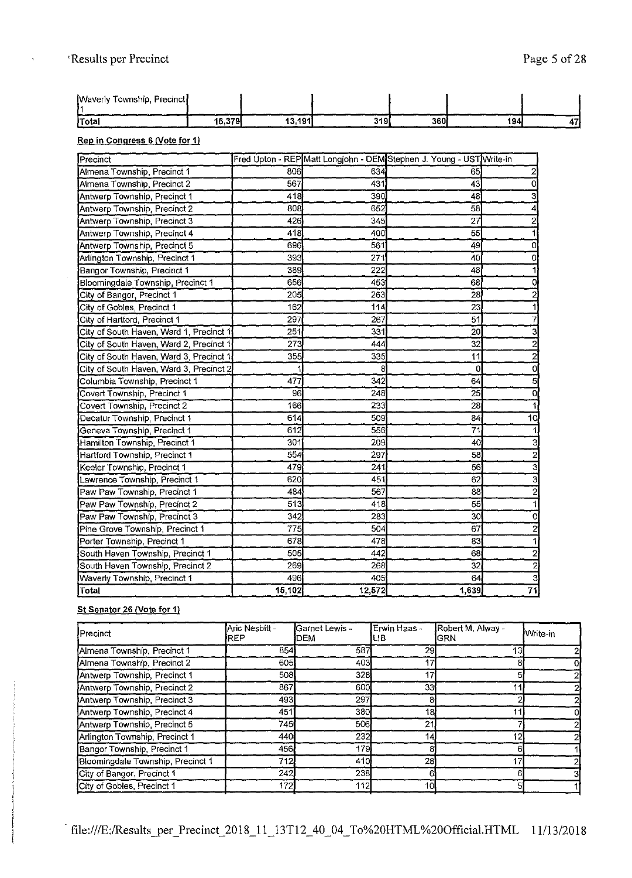| | | | | | | |
|---|---|---|---|---|---|---|
| Waverly Township, Precinct 1 | | | | | | |
| Total | 15,379 | 13,191 | 319 | 360 | 194 | 47 |

**Rep in Congress 6 (Vote for 1)**

| Precinct | Fred Upton - REP | Matt Longjohn - DEM | Stephen J. Young - UST | Write-in |
|---|---|---|---|---|
| Almena Township, Precinct 1 | 806 | 634 | 65 | 2 |
| Almena Township, Precinct 2 | 567 | 431 | 43 | 0 |
| Antwerp Township, Precinct 1 | 418 | 390 | 48 | 3 |
| Antwerp Township, Precinct 2 | 808 | 652 | 58 | 4 |
| Antwerp Township, Precinct 3 | 426 | 345 | 27 | 2 |
| Antwerp Township, Precinct 4 | 418 | 400 | 55 | 1 |
| Antwerp Township, Precinct 5 | 696 | 561 | 49 | 0 |
| Arlington Township, Precinct 1 | 393 | 271 | 40 | 0 |
| Bangor Township, Precinct 1 | 389 | 222 | 46 | 1 |
| Bloomingdale Township, Precinct 1 | 656 | 453 | 68 | 0 |
| City of Bangor, Precinct 1 | 205 | 263 | 28 | 2 |
| City of Gobles, Precinct 1 | 162 | 114 | 23 | 1 |
| City of Hartford, Precinct 1 | 297 | 267 | 51 | 7 |
| City of South Haven, Ward 1, Precinct 1 | 251 | 331 | 20 | 3 |
| City of South Haven, Ward 2, Precinct 1 | 273 | 444 | 32 | 2 |
| City of South Haven, Ward 3, Precinct 1 | 355 | 335 | 11 | 2 |
| City of South Haven, Ward 3, Precinct 2 | 1 | 8 | 0 | 0 |
| Columbia Township, Precinct 1 | 477 | 342 | 64 | 5 |
| Covert Township, Precinct 1 | 96 | 248 | 25 | 0 |
| Covert Township, Precinct 2 | 166 | 233 | 28 | 1 |
| Decatur Township, Precinct 1 | 614 | 509 | 84 | 10 |
| Geneva Township, Precinct 1 | 612 | 556 | 71 | 1 |
| Hamilton Township, Precinct 1 | 301 | 209 | 40 | 3 |
| Hartford Township, Precinct 1 | 554 | 297 | 58 | 2 |
| Keeler Township, Precinct 1 | 479 | 241 | 56 | 3 |
| Lawrence Township, Precinct 1 | 620 | 451 | 62 | 3 |
| Paw Paw Township, Precinct 1 | 484 | 567 | 88 | 2 |
| Paw Paw Township, Precinct 2 | 513 | 418 | 55 | 1 |
| Paw Paw Township, Precinct 3 | 342 | 283 | 30 | 0 |
| Pine Grove Township, Precinct 1 | 775 | 504 | 67 | 2 |
| Porter Township, Precinct 1 | 678 | 478 | 83 | 1 |
| South Haven Township, Precinct 1 | 505 | 442 | 68 | 2 |
| South Haven Township, Precinct 2 | 269 | 268 | 32 | 2 |
| Waverly Township, Precinct 1 | 496 | 405 | 64 | 3 |
| Total | 15,102 | 12,572 | 1,639 | 71 |

**St Senator 26 (Vote for 1)**

| Precinct | Aric Nesbitt - REP | Garnet Lewis - DEM | Erwin Haas - LIB | Robert M. Alway - GRN | Write-in |
|---|---|---|---|---|---|
| Almena Township, Precinct 1 | 854 | 587 | 29 | 13 | 2 |
| Almena Township, Precinct 2 | 605 | 403 | 17 | 8 | 0 |
| Antwerp Township, Precinct 1 | 508 | 328 | 17 | 5 | 2 |
| Antwerp Township, Precinct 2 | 867 | 600 | 33 | 11 | 2 |
| Antwerp Township, Precinct 3 | 493 | 297 | 8 | 2 | 2 |
| Antwerp Township, Precinct 4 | 451 | 380 | 18 | 11 | 0 |
| Antwerp Township, Precinct 5 | 745 | 506 | 21 | 7 | 2 |
| Arlington Township, Precinct 1 | 440 | 232 | 14 | 12 | 2 |
| Bangor Township, Precinct 1 | 456 | 179 | 8 | 6 | 1 |
| Bloomingdale Township, Precinct 1 | 712 | 410 | 28 | 17 | 2 |
| City of Bangor, Precinct 1 | 242 | 238 | 6 | 6 | 3 |
| City of Gobles, Precinct 1 | 172 | 112 | 10 | 5 | 1 |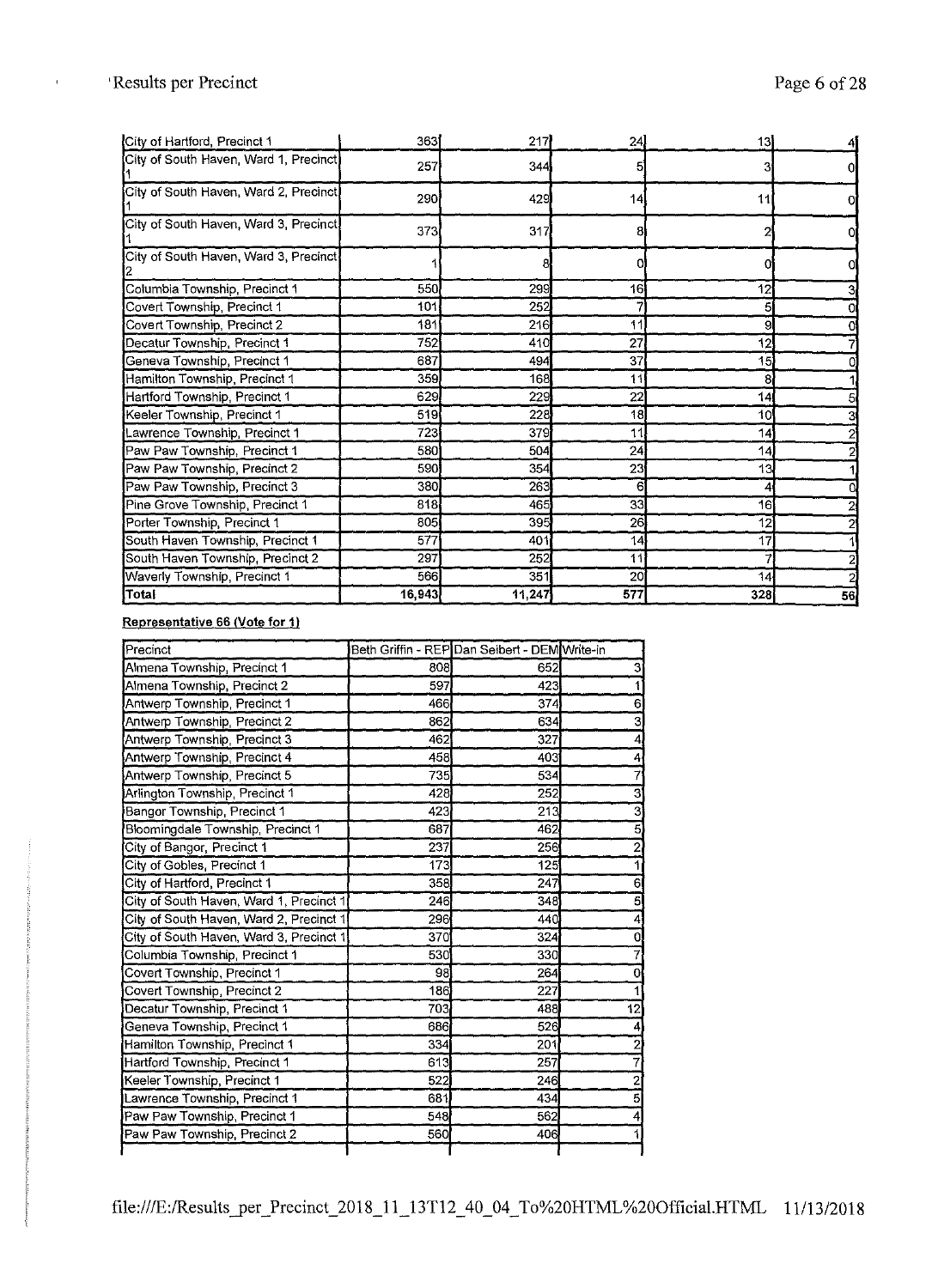| | | | | | |
|---|---|---|---|---|---|
| City of Hartford, Precinct 1 | 363 | 217 | 24 | 13 | 4 |
| City of South Haven, Ward 1, Precinct 1 | 257 | 344 | 5 | 3 | 0 |
| City of South Haven, Ward 2, Precinct 1 | 290 | 429 | 14 | 11 | 0 |
| City of South Haven, Ward 3, Precinct 1 | 373 | 317 | 8 | 2 | 0 |
| City of South Haven, Ward 3, Precinct 2 | 1 | 8 | 0 | 0 | 0 |
| Columbia Township, Precinct 1 | 550 | 299 | 16 | 12 | 3 |
| Covert Township, Precinct 1 | 101 | 252 | 7 | 5 | 0 |
| Covert Township, Precinct 2 | 181 | 216 | 11 | 9 | 0 |
| Decatur Township, Precinct 1 | 752 | 410 | 27 | 12 | 7 |
| Geneva Township, Precinct 1 | 687 | 494 | 37 | 15 | 0 |
| Hamilton Township, Precinct 1 | 359 | 168 | 11 | 8 | 1 |
| Hartford Township, Precinct 1 | 629 | 229 | 22 | 14 | 5 |
| Keeler Township, Precinct 1 | 519 | 228 | 18 | 10 | 3 |
| Lawrence Township, Precinct 1 | 723 | 379 | 11 | 14 | 2 |
| Paw Paw Township, Precinct 1 | 580 | 504 | 24 | 14 | 2 |
| Paw Paw Township, Precinct 2 | 590 | 354 | 23 | 13 | 1 |
| Paw Paw Township, Precinct 3 | 380 | 263 | 6 | 4 | 0 |
| Pine Grove Township, Precinct 1 | 818 | 465 | 33 | 16 | 2 |
| Porter Township, Precinct 1 | 805 | 395 | 26 | 12 | 2 |
| South Haven Township, Precinct 1 | 577 | 401 | 14 | 17 | 1 |
| South Haven Township, Precinct 2 | 297 | 252 | 11 | 7 | 2 |
| Waverly Township, Precinct 1 | 566 | 351 | 20 | 14 | 2 |
| **Total** | **16,943** | **11,247** | **577** | **328** | **56** |

**Representative 66 (Vote for 1)**

| Precinct | Beth Griffin - REP | Dan Seibert - DEM | Write-in |
|---|---|---|---|
| Almena Township, Precinct 1 | 808 | 652 | 3 |
| Almena Township, Precinct 2 | 597 | 423 | 1 |
| Antwerp Township, Precinct 1 | 466 | 374 | 6 |
| Antwerp Township, Precinct 2 | 862 | 634 | 3 |
| Antwerp Township, Precinct 3 | 462 | 327 | 4 |
| Antwerp Township, Precinct 4 | 458 | 403 | 4 |
| Antwerp Township, Precinct 5 | 735 | 534 | 7 |
| Arlington Township, Precinct 1 | 428 | 252 | 3 |
| Bangor Township, Precinct 1 | 423 | 213 | 3 |
| Bloomingdale Township, Precinct 1 | 687 | 462 | 5 |
| City of Bangor, Precinct 1 | 237 | 256 | 2 |
| City of Gobles, Precinct 1 | 173 | 125 | 1 |
| City of Hartford, Precinct 1 | 358 | 247 | 6 |
| City of South Haven, Ward 1, Precinct 1 | 246 | 348 | 5 |
| City of South Haven, Ward 2, Precinct 1 | 296 | 440 | 4 |
| City of South Haven, Ward 3, Precinct 1 | 370 | 324 | 0 |
| Columbia Township, Precinct 1 | 530 | 330 | 7 |
| Covert Township, Precinct 1 | 98 | 264 | 0 |
| Covert Township, Precinct 2 | 186 | 227 | 1 |
| Decatur Township, Precinct 1 | 703 | 488 | 12 |
| Geneva Township, Precinct 1 | 686 | 526 | 4 |
| Hamilton Township, Precinct 1 | 334 | 201 | 2 |
| Hartford Township, Precinct 1 | 613 | 257 | 7 |
| Keeler Township, Precinct 1 | 522 | 246 | 2 |
| Lawrence Township, Precinct 1 | 681 | 434 | 5 |
| Paw Paw Township, Precinct 1 | 548 | 562 | 4 |
| Paw Paw Township, Precinct 2 | 560 | 406 | 1 |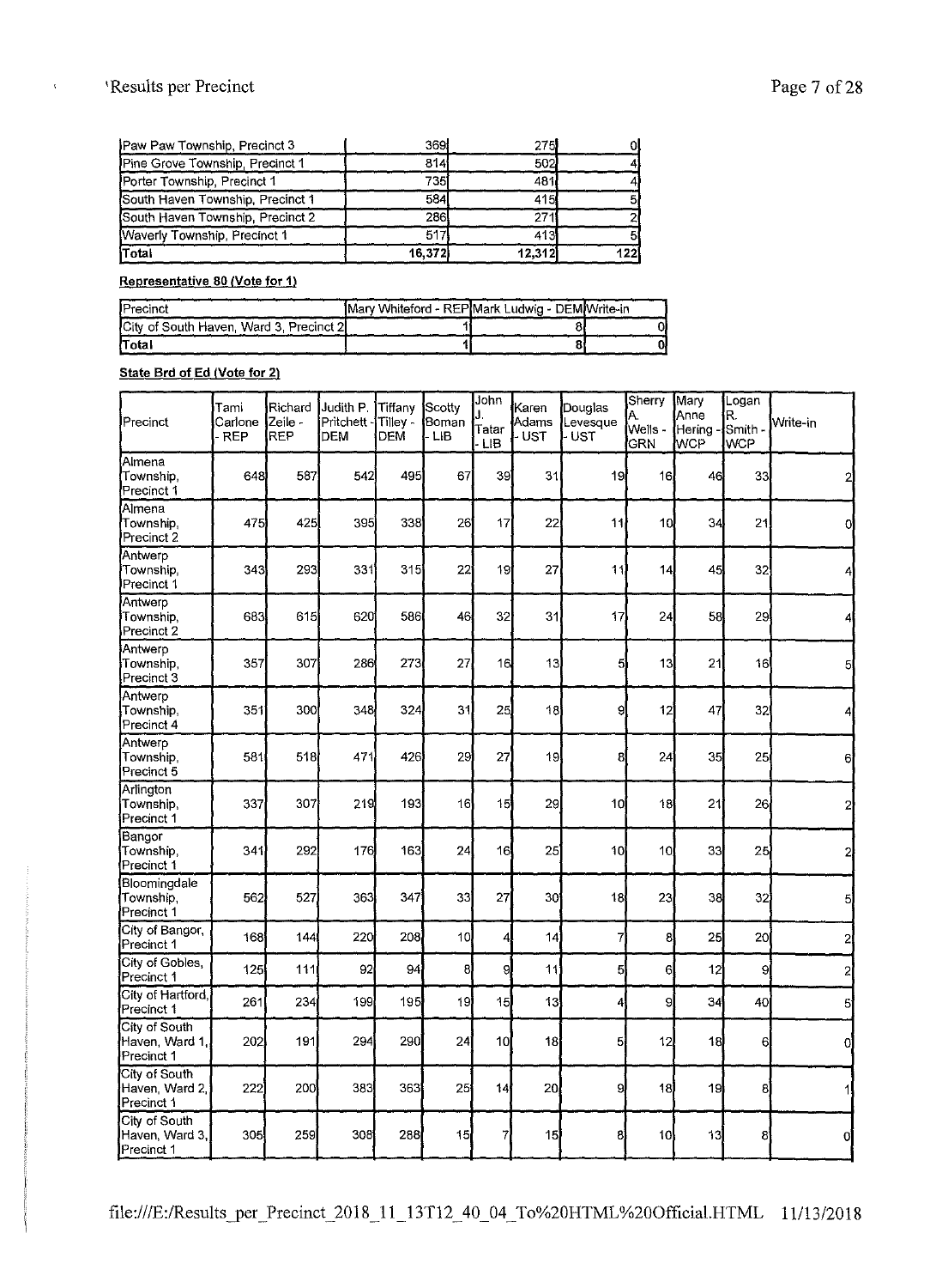| | | | |
|---|---|---|---|
| Paw Paw Township, Precinct 3 | 369 | 275 | 0 |
| Pine Grove Township, Precinct 1 | 814 | 502 | 4 |
| Porter Township, Precinct 1 | 735 | 481 | 4 |
| South Haven Township, Precinct 1 | 584 | 415 | 5 |
| South Haven Township, Precinct 2 | 286 | 271 | 2 |
| Waverly Township, Precinct 1 | 517 | 413 | 5 |
| Total | 16,372 | 12,312 | 122 |

**Representative 80 (Vote for 1)**

| Precinct | Mary Whiteford - REP | Mark Ludwig - DEM | Write-in |
|---|---|---|---|
| City of South Haven, Ward 3, Precinct 2 | 1 | 8 | 0 |
| Total | 1 | 8 | 0 |

**State Brd of Ed (Vote for 2)**

| Precinct | Tami Carlone - REP | Richard Zeile - REP | Judith P. Pritchett - DEM | Tiffany Tilley - DEM | Scotty Boman - LIB | John J. Tatar - LIB | Karen Adams - UST | Douglas Levesque - UST | Sherry A. Wells - GRN | Mary Anne Hering - WCP | Logan R. Smith - WCP | Write-in |
|---|---|---|---|---|---|---|---|---|---|---|---|---|
| Almena Township, Precinct 1 | 648 | 587 | 542 | 495 | 67 | 39 | 31 | 19 | 16 | 46 | 33 | 2 |
| Almena Township, Precinct 2 | 475 | 425 | 395 | 338 | 26 | 17 | 22 | 11 | 10 | 34 | 21 | 0 |
| Antwerp Township, Precinct 1 | 343 | 293 | 331 | 315 | 22 | 19 | 27 | 11 | 14 | 45 | 32 | 4 |
| Antwerp Township, Precinct 2 | 683 | 615 | 620 | 586 | 46 | 32 | 31 | 17 | 24 | 58 | 29 | 4 |
| Antwerp Township, Precinct 3 | 357 | 307 | 286 | 273 | 27 | 16 | 13 | 5 | 13 | 21 | 16 | 5 |
| Antwerp Township, Precinct 4 | 351 | 300 | 348 | 324 | 31 | 25 | 18 | 9 | 12 | 47 | 32 | 4 |
| Antwerp Township, Precinct 5 | 581 | 518 | 471 | 426 | 29 | 27 | 19 | 8 | 24 | 35 | 25 | 6 |
| Arlington Township, Precinct 1 | 337 | 307 | 219 | 193 | 16 | 15 | 29 | 10 | 18 | 21 | 26 | 2 |
| Bangor Township, Precinct 1 | 341 | 292 | 176 | 163 | 24 | 16 | 25 | 10 | 10 | 33 | 25 | 2 |
| Bloomingdale Township, Precinct 1 | 562 | 527 | 363 | 347 | 33 | 27 | 30 | 18 | 23 | 38 | 32 | 5 |
| City of Bangor, Precinct 1 | 168 | 144 | 220 | 208 | 10 | 4 | 14 | 7 | 8 | 25 | 20 | 2 |
| City of Gobles, Precinct 1 | 125 | 111 | 92 | 94 | 8 | 9 | 11 | 5 | 6 | 12 | 9 | 2 |
| City of Hartford, Precinct 1 | 261 | 234 | 199 | 195 | 19 | 15 | 13 | 4 | 9 | 34 | 40 | 5 |
| City of South Haven, Ward 1, Precinct 1 | 202 | 191 | 294 | 290 | 24 | 10 | 18 | 5 | 12 | 18 | 6 | 0 |
| City of South Haven, Ward 2, Precinct 1 | 222 | 200 | 383 | 363 | 25 | 14 | 20 | 9 | 18 | 19 | 8 | 1 |
| City of South Haven, Ward 3, Precinct 1 | 305 | 259 | 308 | 288 | 15 | 7 | 15 | 8 | 10 | 13 | 8 | 0 |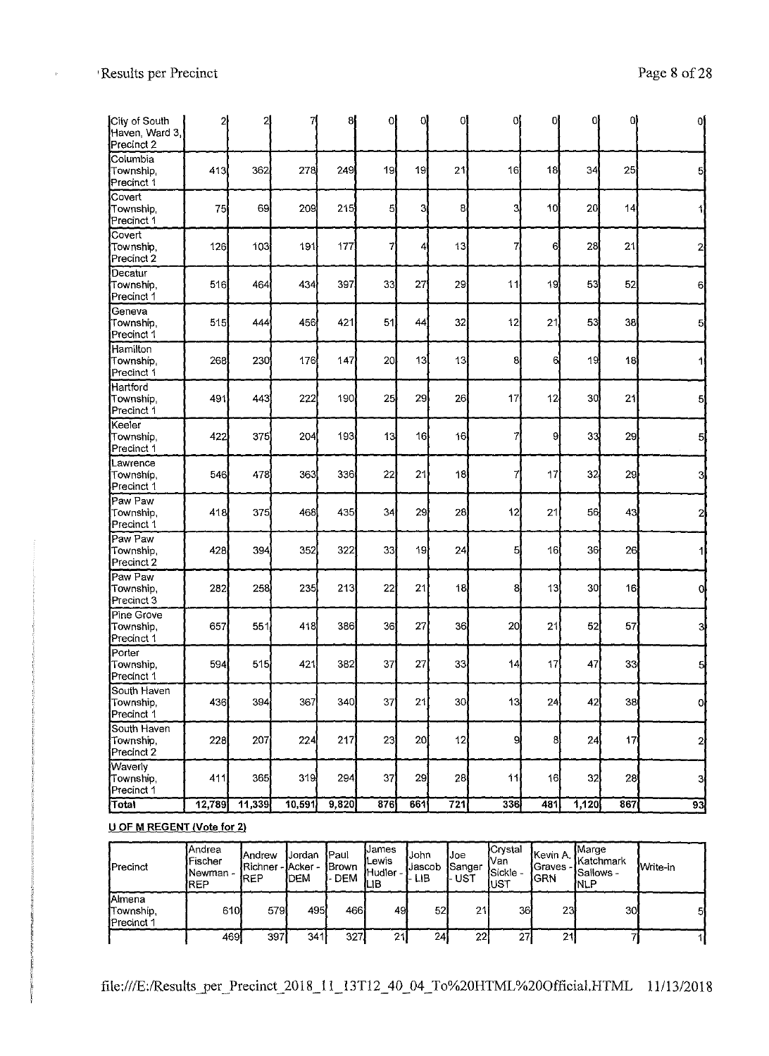| City of South Haven, Ward 3, Precinct 2 | 2 | 2 | 7 | 8 | 0 | 0 | 0 | 0 | 0 | 0 | 0 | 0 |
|---|---|---|---|---|---|---|---|---|---|---|---|---|
| Columbia Township, Precinct 1 | 413 | 362 | 278 | 249 | 19 | 19 | 21 | 16 | 18 | 34 | 25 | 5 |
| Covert Township, Precinct 1 | 75 | 69 | 209 | 215 | 5 | 3 | 8 | 3 | 10 | 20 | 14 | 1 |
| Covert Township, Precinct 2 | 126 | 103 | 191 | 177 | 7 | 4 | 13 | 7 | 6 | 28 | 21 | 2 |
| Decatur Township, Precinct 1 | 516 | 464 | 434 | 397 | 33 | 27 | 29 | 11 | 19 | 53 | 52 | 6 |
| Geneva Township, Precinct 1 | 515 | 444 | 456 | 421 | 51 | 44 | 32 | 12 | 21 | 53 | 38 | 5 |
| Hamilton Township, Precinct 1 | 268 | 230 | 176 | 147 | 20 | 13 | 13 | 8 | 6 | 19 | 18 | 1 |
| Hartford Township, Precinct 1 | 491 | 443 | 222 | 190 | 25 | 29 | 26 | 17 | 12 | 30 | 21 | 5 |
| Keeler Township, Precinct 1 | 422 | 375 | 204 | 193 | 13 | 16 | 16 | 7 | 9 | 33 | 29 | 5 |
| Lawrence Township, Precinct 1 | 546 | 478 | 363 | 336 | 22 | 21 | 18 | 7 | 17 | 32 | 29 | 3 |
| Paw Paw Township, Precinct 1 | 418 | 375 | 468 | 435 | 34 | 29 | 28 | 12 | 21 | 56 | 43 | 2 |
| Paw Paw Township, Precinct 2 | 428 | 394 | 352 | 322 | 33 | 19 | 24 | 5 | 16 | 36 | 26 | 1 |
| Paw Paw Township, Precinct 3 | 282 | 258 | 235 | 213 | 22 | 21 | 18 | 8 | 13 | 30 | 16 | 0 |
| Pine Grove Township, Precinct 1 | 657 | 551 | 418 | 386 | 36 | 27 | 36 | 20 | 21 | 52 | 57 | 3 |
| Porter Township, Precinct 1 | 594 | 515 | 421 | 382 | 37 | 27 | 33 | 14 | 17 | 47 | 33 | 5 |
| South Haven Township, Precinct 1 | 436 | 394 | 367 | 340 | 37 | 21 | 30 | 13 | 24 | 42 | 38 | 0 |
| South Haven Township, Precinct 2 | 228 | 207 | 224 | 217 | 23 | 20 | 12 | 9 | 8 | 24 | 17 | 2 |
| Waverly Township, Precinct 1 | 411 | 365 | 319 | 294 | 37 | 29 | 28 | 11 | 16 | 32 | 28 | 3 |
| **Total** | **12,789** | **11,339** | **10,591** | **9,820** | **876** | **661** | **721** | **336** | **481** | **1,120** | **867** | **93** |

**U OF M REGENT (Vote for 2)**

| Precinct | Andrea Fischer Newman - REP | Andrew Richner - REP | Jordan Acker - DEM | Paul Brown - DEM | James Lewis Hudler - LIB | John Jascob - LIB | Joe Sanger - UST | Crystal Van Sickle - UST | Kevin A. Graves - GRN | Marge Katchmark Sallows - NLP | Write-in |
|---|---|---|---|---|---|---|---|---|---|---|---|
| Almena Township, Precinct 1 | 610 | 579 | 495 | 466 | 49 | 52 | 21 | 36 | 23 | 30 | 5 |
| | 469 | 397 | 341 | 327 | 21 | 24 | 22 | 27 | 21 | 7 | 1 |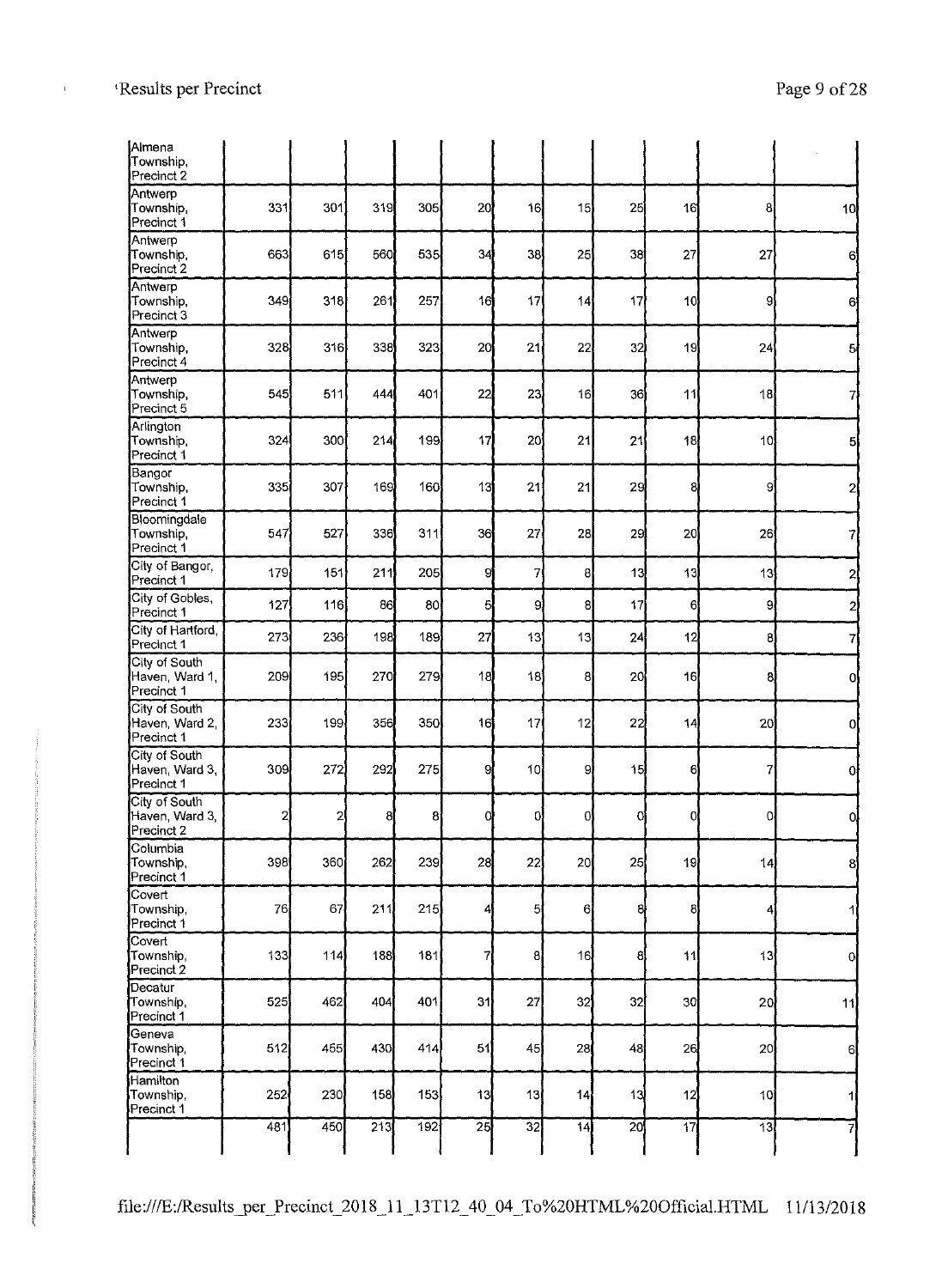| | | | | | | | | | | | |
|---|---|---|---|---|---|---|---|---|---|---|---|
| Almena Township, Precinct 2 | | | | | | | | | | | |
| Antwerp Township, Precinct 1 | 331 | 301 | 319 | 305 | 20 | 16 | 15 | 25 | 16 | 8 | 10 |
| Antwerp Township, Precinct 2 | 663 | 615 | 560 | 535 | 34 | 38 | 25 | 38 | 27 | 27 | 6 |
| Antwerp Township, Precinct 3 | 349 | 318 | 261 | 257 | 16 | 17 | 14 | 17 | 10 | 9 | 6 |
| Antwerp Township, Precinct 4 | 328 | 316 | 338 | 323 | 20 | 21 | 22 | 32 | 19 | 24 | 5 |
| Antwerp Township, Precinct 5 | 545 | 511 | 444 | 401 | 22 | 23 | 16 | 36 | 11 | 18 | 7 |
| Arlington Township, Precinct 1 | 324 | 300 | 214 | 199 | 17 | 20 | 21 | 21 | 18 | 10 | 5 |
| Bangor Township, Precinct 1 | 335 | 307 | 169 | 160 | 13 | 21 | 21 | 29 | 8 | 9 | 2 |
| Bloomingdale Township, Precinct 1 | 547 | 527 | 336 | 311 | 36 | 27 | 28 | 29 | 20 | 26 | 7 |
| City of Bangor, Precinct 1 | 179 | 151 | 211 | 205 | 9 | 7 | 8 | 13 | 13 | 13 | 2 |
| City of Gobles, Precinct 1 | 127 | 116 | 86 | 80 | 5 | 9 | 8 | 17 | 6 | 9 | 2 |
| City of Hartford, Precinct 1 | 273 | 236 | 198 | 189 | 27 | 13 | 13 | 24 | 12 | 8 | 7 |
| City of South Haven, Ward 1, Precinct 1 | 209 | 195 | 270 | 279 | 18 | 18 | 8 | 20 | 16 | 8 | 0 |
| City of South Haven, Ward 2, Precinct 1 | 233 | 199 | 356 | 350 | 16 | 17 | 12 | 22 | 14 | 20 | 0 |
| City of South Haven, Ward 3, Precinct 1 | 309 | 272 | 292 | 275 | 9 | 10 | 9 | 15 | 6 | 7 | 0 |
| City of South Haven, Ward 3, Precinct 2 | 2 | 2 | 8 | 8 | 0 | 0 | 0 | 0 | 0 | 0 | 0 |
| Columbia Township, Precinct 1 | 398 | 360 | 262 | 239 | 28 | 22 | 20 | 25 | 19 | 14 | 8 |
| Covert Township, Precinct 1 | 76 | 67 | 211 | 215 | 4 | 5 | 6 | 8 | 8 | 4 | 1 |
| Covert Township, Precinct 2 | 133 | 114 | 188 | 181 | 7 | 8 | 16 | 8 | 11 | 13 | 0 |
| Decatur Township, Precinct 1 | 525 | 462 | 404 | 401 | 31 | 27 | 32 | 32 | 30 | 20 | 11 |
| Geneva Township, Precinct 1 | 512 | 455 | 430 | 414 | 51 | 45 | 28 | 48 | 26 | 20 | 6 |
| Hamilton Township, Precinct 1 | 252 | 230 | 158 | 153 | 13 | 13 | 14 | 13 | 12 | 10 | 1 |
| | 481 | 450 | 213 | 192 | 25 | 32 | 14 | 20 | 17 | 13 | 7 |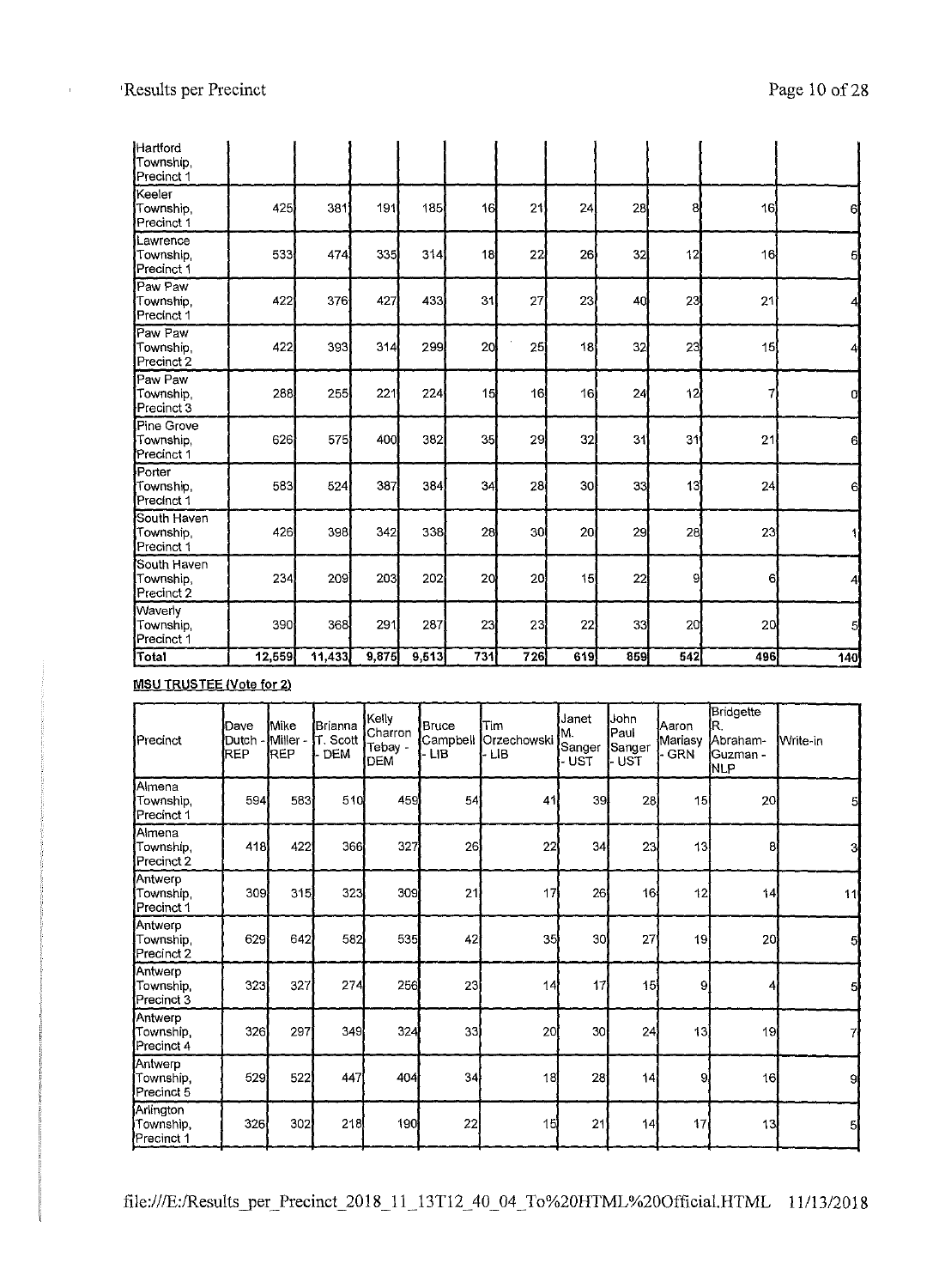| | | | | | | | | | | | |
|---|---|---|---|---|---|---|---|---|---|---|---|
| Hartford Township, Precinct 1 | | | | | | | | | | | |
| Keeler Township, Precinct 1 | 425 | 381 | 191 | 185 | 16 | 21 | 24 | 28 | 8 | 16 | 6 |
| Lawrence Township, Precinct 1 | 533 | 474 | 335 | 314 | 18 | 22 | 26 | 32 | 12 | 16 | 5 |
| Paw Paw Township, Precinct 1 | 422 | 376 | 427 | 433 | 31 | 27 | 23 | 40 | 23 | 21 | 4 |
| Paw Paw Township, Precinct 2 | 422 | 393 | 314 | 299 | 20 | 25 | 18 | 32 | 23 | 15 | 4 |
| Paw Paw Township, Precinct 3 | 288 | 255 | 221 | 224 | 15 | 16 | 16 | 24 | 12 | 7 | 0 |
| Pine Grove Township, Precinct 1 | 626 | 575 | 400 | 382 | 35 | 29 | 32 | 31 | 31 | 21 | 6 |
| Porter Township, Precinct 1 | 583 | 524 | 387 | 384 | 34 | 28 | 30 | 33 | 13 | 24 | 6 |
| South Haven Township, Precinct 1 | 426 | 398 | 342 | 338 | 28 | 30 | 20 | 29 | 28 | 23 | 1 |
| South Haven Township, Precinct 2 | 234 | 209 | 203 | 202 | 20 | 20 | 15 | 22 | 9 | 6 | 4 |
| Waverly Township, Precinct 1 | 390 | 368 | 291 | 287 | 23 | 23 | 22 | 33 | 20 | 20 | 5 |
| **Total** | **12,559** | **11,433** | **9,875** | **9,513** | **731** | **726** | **619** | **859** | **542** | **496** | **140** |

**MSU TRUSTEE (Vote for 2)**

| Precinct | Dave Dutch - REP | Mike Miller - REP | Brianna T. Scott - DEM | Kelly Charron Tebay - DEM | Bruce Campbell - LIB | Tim Orzechowski - LIB | Janet M. Sanger - UST | John Paul Sanger - UST | Aaron Mariasy - GRN | Bridgette R. Abraham-Guzman - NLP | Write-in |
|---|---|---|---|---|---|---|---|---|---|---|---|
| Almena Township, Precinct 1 | 594 | 583 | 510 | 459 | 54 | 41 | 39 | 28 | 15 | 20 | 5 |
| Almena Township, Precinct 2 | 418 | 422 | 366 | 327 | 26 | 22 | 34 | 23 | 13 | 8 | 3 |
| Antwerp Township, Precinct 1 | 309 | 315 | 323 | 309 | 21 | 17 | 26 | 16 | 12 | 14 | 11 |
| Antwerp Township, Precinct 2 | 629 | 642 | 582 | 535 | 42 | 35 | 30 | 27 | 19 | 20 | 5 |
| Antwerp Township, Precinct 3 | 323 | 327 | 274 | 256 | 23 | 14 | 17 | 15 | 9 | 4 | 5 |
| Antwerp Township, Precinct 4 | 326 | 297 | 349 | 324 | 33 | 20 | 30 | 24 | 13 | 19 | 7 |
| Antwerp Township, Precinct 5 | 529 | 522 | 447 | 404 | 34 | 18 | 28 | 14 | 9 | 16 | 9 |
| Arlington Township, Precinct 1 | 326 | 302 | 218 | 190 | 22 | 15 | 21 | 14 | 17 | 13 | 5 |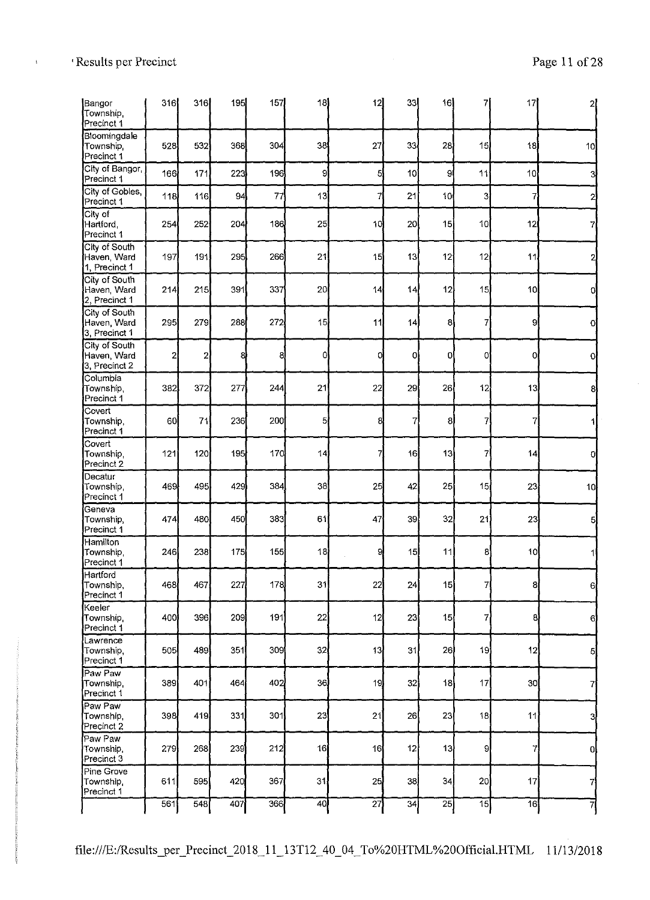| | | | | | | | | | | | |
|---|---|---|---|---|---|---|---|---|---|---|---|
| Bangor Township, Precinct 1 | 316 | 316 | 195 | 157 | 18 | 12 | 33 | 16 | 7 | 17 | 2 |
| Bloomingdale Township, Precinct 1 | 528 | 532 | 368 | 304 | 38 | 27 | 33 | 28 | 15 | 18 | 10 |
| City of Bangor, Precinct 1 | 166 | 171 | 223 | 196 | 9 | 5 | 10 | 9 | 11 | 10 | 3 |
| City of Gobles, Precinct 1 | 118 | 116 | 94 | 77 | 13 | 7 | 21 | 10 | 3 | 7 | 2 |
| City of Hartford, Precinct 1 | 254 | 252 | 204 | 186 | 25 | 10 | 20 | 15 | 10 | 12 | 7 |
| City of South Haven, Ward 1, Precinct 1 | 197 | 191 | 295 | 266 | 21 | 15 | 13 | 12 | 12 | 11 | 2 |
| City of South Haven, Ward 2, Precinct 1 | 214 | 215 | 391 | 337 | 20 | 14 | 14 | 12 | 15 | 10 | 0 |
| City of South Haven, Ward 3, Precinct 1 | 295 | 279 | 288 | 272 | 15 | 11 | 14 | 8 | 7 | 9 | 0 |
| City of South Haven, Ward 3, Precinct 2 | 2 | 2 | 8 | 8 | 0 | 0 | 0 | 0 | 0 | 0 | 0 |
| Columbia Township, Precinct 1 | 382 | 372 | 277 | 244 | 21 | 22 | 29 | 26 | 12 | 13 | 8 |
| Covert Township, Precinct 1 | 60 | 71 | 236 | 200 | 5 | 8 | 7 | 8 | 7 | 7 | 1 |
| Covert Township, Precinct 2 | 121 | 120 | 195 | 170 | 14 | 7 | 16 | 13 | 7 | 14 | 0 |
| Decatur Township, Precinct 1 | 469 | 495 | 429 | 384 | 38 | 25 | 42 | 25 | 15 | 23 | 10 |
| Geneva Township, Precinct 1 | 474 | 480 | 450 | 383 | 61 | 47 | 39 | 32 | 21 | 23 | 5 |
| Hamilton Township, Precinct 1 | 246 | 238 | 175 | 155 | 18 | 9 | 15 | 11 | 8 | 10 | 1 |
| Hartford Township, Precinct 1 | 468 | 467 | 227 | 178 | 31 | 22 | 24 | 15 | 7 | 8 | 6 |
| Keeler Township, Precinct 1 | 400 | 396 | 209 | 191 | 22 | 12 | 23 | 15 | 7 | 8 | 6 |
| Lawrence Township, Precinct 1 | 505 | 489 | 351 | 309 | 32 | 13 | 31 | 26 | 19 | 12 | 5 |
| Paw Paw Township, Precinct 1 | 389 | 401 | 464 | 402 | 36 | 19 | 32 | 18 | 17 | 30 | 7 |
| Paw Paw Township, Precinct 2 | 398 | 419 | 331 | 301 | 23 | 21 | 26 | 23 | 18 | 11 | 3 |
| Paw Paw Township, Precinct 3 | 279 | 268 | 239 | 212 | 16 | 16 | 12 | 13 | 9 | 7 | 0 |
| Pine Grove Township, Precinct 1 | 611 | 595 | 420 | 367 | 31 | 25 | 38 | 34 | 20 | 17 | 7 |
| | 561 | 548 | 407 | 366 | 40 | 27 | 34 | 25 | 15 | 16 | 7 |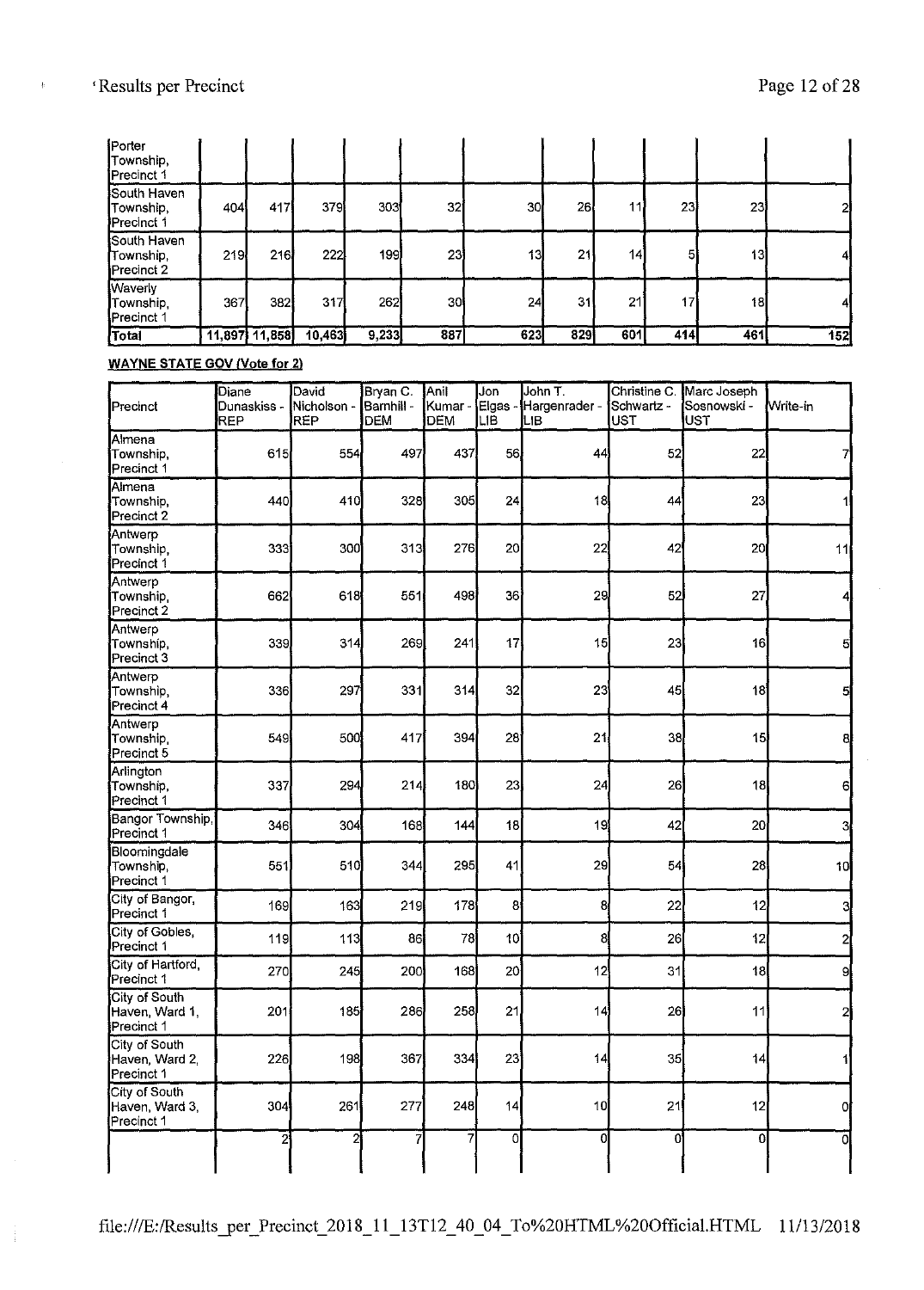| | | | | | | | | | | | |
|---|---|---|---|---|---|---|---|---|---|---|---|
| Porter Township, Precinct 1 | | | | | | | | | | | |
| South Haven Township, Precinct 1 | 404 | 417 | 379 | 303 | 32 | 30 | 26 | 11 | 23 | 23 | 2 |
| South Haven Township, Precinct 2 | 219 | 216 | 222 | 199 | 23 | 13 | 21 | 14 | 5 | 13 | 4 |
| Waverly Township, Precinct 1 | 367 | 382 | 317 | 262 | 30 | 24 | 31 | 21 | 17 | 18 | 4 |
| **Total** | 11,897 | 11,858 | 10,463 | 9,233 | 887 | 623 | 829 | 601 | 414 | 461 | 152 |

**WAYNE STATE GOV (Vote for 2)**

| Precinct | Diane Dunaskiss - REP | David Nicholson - REP | Bryan C. Barnhill - DEM | Anil Kumar - DEM | Jon Elgas - LIB | John T. Hargenrader - LIB | Christine C. Schwartz - UST | Marc Joseph Sosnowski - UST | Write-in |
|---|---|---|---|---|---|---|---|---|---|
| Almena Township, Precinct 1 | 615 | 554 | 497 | 437 | 56 | 44 | 52 | 22 | 7 |
| Almena Township, Precinct 2 | 440 | 410 | 328 | 305 | 24 | 18 | 44 | 23 | 1 |
| Antwerp Township, Precinct 1 | 333 | 300 | 313 | 276 | 20 | 22 | 42 | 20 | 11 |
| Antwerp Township, Precinct 2 | 662 | 618 | 551 | 498 | 36 | 29 | 52 | 27 | 4 |
| Antwerp Township, Precinct 3 | 339 | 314 | 269 | 241 | 17 | 15 | 23 | 16 | 5 |
| Antwerp Township, Precinct 4 | 336 | 297 | 331 | 314 | 32 | 23 | 45 | 18 | 5 |
| Antwerp Township, Precinct 5 | 549 | 500 | 417 | 394 | 28 | 21 | 38 | 15 | 8 |
| Arlington Township, Precinct 1 | 337 | 294 | 214 | 180 | 23 | 24 | 26 | 18 | 6 |
| Bangor Township, Precinct 1 | 346 | 304 | 168 | 144 | 18 | 19 | 42 | 20 | 3 |
| Bloomingdale Township, Precinct 1 | 551 | 510 | 344 | 295 | 41 | 29 | 54 | 28 | 10 |
| City of Bangor, Precinct 1 | 169 | 163 | 219 | 178 | 8 | 8 | 22 | 12 | 3 |
| City of Gobles, Precinct 1 | 119 | 113 | 86 | 78 | 10 | 8 | 26 | 12 | 2 |
| City of Hartford, Precinct 1 | 270 | 245 | 200 | 168 | 20 | 12 | 31 | 18 | 9 |
| City of South Haven, Ward 1, Precinct 1 | 201 | 185 | 286 | 258 | 21 | 14 | 26 | 11 | 2 |
| City of South Haven, Ward 2, Precinct 1 | 226 | 198 | 367 | 334 | 23 | 14 | 35 | 14 | 1 |
| City of South Haven, Ward 3, Precinct 1 | 304 | 261 | 277 | 248 | 14 | 10 | 21 | 12 | 0 |
| | 2 | 2 | 7 | 7 | 0 | 0 | 0 | 0 | 0 |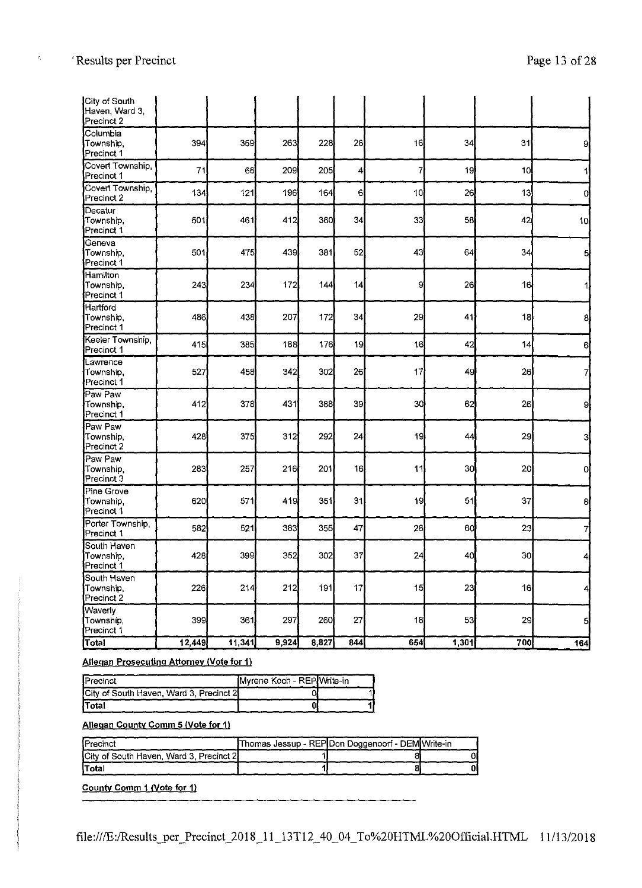| | | | | | | | | | |
|---|---|---|---|---|---|---|---|---|---|
| City of South Haven, Ward 3, Precinct 2 | | | | | | | | | |
| Columbia Township, Precinct 1 | 394 | 359 | 263 | 228 | 26 | 16 | 34 | 31 | 9 |
| Covert Township, Precinct 1 | 71 | 66 | 209 | 205 | 4 | 7 | 19 | 10 | 1 |
| Covert Township, Precinct 2 | 134 | 121 | 196 | 164 | 6 | 10 | 26 | 13 | 0 |
| Decatur Township, Precinct 1 | 501 | 461 | 412 | 360 | 34 | 33 | 58 | 42 | 10 |
| Geneva Township, Precinct 1 | 501 | 475 | 439 | 381 | 52 | 43 | 64 | 34 | 5 |
| Hamilton Township, Precinct 1 | 243 | 234 | 172 | 144 | 14 | 9 | 26 | 16 | 1 |
| Hartford Township, Precinct 1 | 486 | 438 | 207 | 172 | 34 | 29 | 41 | 18 | 8 |
| Keeler Township, Precinct 1 | 415 | 385 | 188 | 176 | 19 | 16 | 42 | 14 | 6 |
| Lawrence Township, Precinct 1 | 527 | 458 | 342 | 302 | 26 | 17 | 49 | 26 | 7 |
| Paw Paw Township, Precinct 1 | 412 | 378 | 431 | 388 | 39 | 30 | 62 | 26 | 9 |
| Paw Paw Township, Precinct 2 | 428 | 375 | 312 | 292 | 24 | 19 | 44 | 29 | 3 |
| Paw Paw Township, Precinct 3 | 283 | 257 | 216 | 201 | 16 | 11 | 30 | 20 | 0 |
| Pine Grove Township, Precinct 1 | 620 | 571 | 419 | 351 | 31 | 19 | 51 | 37 | 8 |
| Porter Township, Precinct 1 | 582 | 521 | 383 | 355 | 47 | 28 | 60 | 23 | 7 |
| South Haven Township, Precinct 1 | 428 | 399 | 352 | 302 | 37 | 24 | 40 | 30 | 4 |
| South Haven Township, Precinct 2 | 226 | 214 | 212 | 191 | 17 | 15 | 23 | 16 | 4 |
| Waverly Township, Precinct 1 | 399 | 361 | 297 | 260 | 27 | 18 | 53 | 29 | 5 |
| **Total** | **12,449** | **11,341** | **9,924** | **8,827** | **844** | **654** | **1,301** | **700** | **164** |

**Allegan Prosecuting Attorney (Vote for 1)**

| Precinct | Myrene Koch - REP | Write-in |
|---|---|---|
| City of South Haven, Ward 3, Precinct 2 | 0 | 1 |
| **Total** | **0** | **1** |

**Allegan County Comm 5 (Vote for 1)**

| Precinct | Thomas Jessup - REP | Don Doggenoorf - DEM | Write-in |
|---|---|---|---|
| City of South Haven, Ward 3, Precinct 2 | 1 | 8 | 0 |
| **Total** | **1** | **8** | **0** |

**County Comm 1 (Vote for 1)**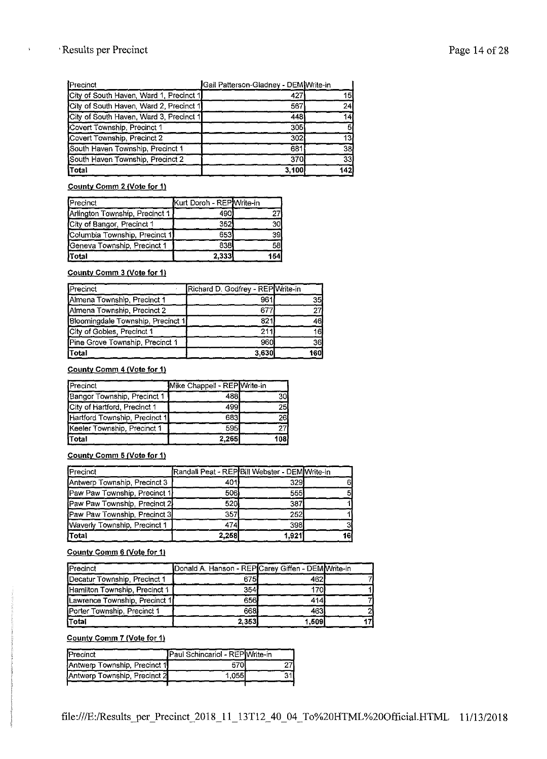| Precinct | Gail Patterson-Gladney - DEM | Write-in |
| --- | --- | --- |
| City of South Haven, Ward 1, Precinct 1 | 427 | 15 |
| City of South Haven, Ward 2, Precinct 1 | 567 | 24 |
| City of South Haven, Ward 3, Precinct 1 | 448 | 14 |
| Covert Township, Precinct 1 | 305 | 6 |
| Covert Township, Precinct 2 | 302 | 13 |
| South Haven Township, Precinct 1 | 681 | 38 |
| South Haven Township, Precinct 2 | 370 | 33 |
| **Total** | **3,100** | **142** |

**County Comm 2 (Vote for 1)**

| Precinct | Kurt Doroh - REP | Write-in |
| --- | --- | --- |
| Arlington Township, Precinct 1 | 490 | 27 |
| City of Bangor, Precinct 1 | 352 | 30 |
| Columbia Township, Precinct 1 | 653 | 39 |
| Geneva Township, Precinct 1 | 838 | 58 |
| **Total** | **2,333** | **154** |

**County Comm 3 (Vote for 1)**

| Precinct | Richard D. Godfrey - REP | Write-in |
| --- | --- | --- |
| Almena Township, Precinct 1 | 961 | 35 |
| Almena Township, Precinct 2 | 677 | 27 |
| Bloomingdale Township, Precinct 1 | 821 | 46 |
| City of Gobles, Precinct 1 | 211 | 16 |
| Pine Grove Township, Precinct 1 | 960 | 36 |
| **Total** | **3,630** | **160** |

**County Comm 4 (Vote for 1)**

| Precinct | Mike Chappell - REP | Write-in |
| --- | --- | --- |
| Bangor Township, Precinct 1 | 488 | 30 |
| City of Hartford, Precinct 1 | 499 | 25 |
| Hartford Township, Precinct 1 | 683 | 26 |
| Keeler Township, Precinct 1 | 595 | 27 |
| **Total** | **2,265** | **108** |

**County Comm 5 (Vote for 1)**

| Precinct | Randall Peat - REP | Bill Webster - DEM | Write-in |
| --- | --- | --- | --- |
| Antwerp Township, Precinct 3 | 401 | 329 | 6 |
| Paw Paw Township, Precinct 1 | 506 | 555 | 5 |
| Paw Paw Township, Precinct 2 | 520 | 387 | 1 |
| Paw Paw Township, Precinct 3 | 357 | 252 | 1 |
| Waverly Township, Precinct 1 | 474 | 398 | 3 |
| **Total** | **2,258** | **1,921** | **16** |

**County Comm 6 (Vote for 1)**

| Precinct | Donald A. Hanson - REP | Carey Giffen - DEM | Write-in |
| --- | --- | --- | --- |
| Decatur Township, Precinct 1 | 675 | 462 | 7 |
| Hamilton Township, Precinct 1 | 354 | 170 | 1 |
| Lawrence Township, Precinct 1 | 656 | 414 | 7 |
| Porter Township, Precinct 1 | 668 | 463 | 2 |
| **Total** | **2,353** | **1,509** | **17** |

**County Comm 7 (Vote for 1)**

| Precinct | Paul Schincariol - REP | Write-in |
| --- | --- | --- |
| Antwerp Township, Precinct 1 | 570 | 27 |
| Antwerp Township, Precinct 2 | 1,055 | 31 |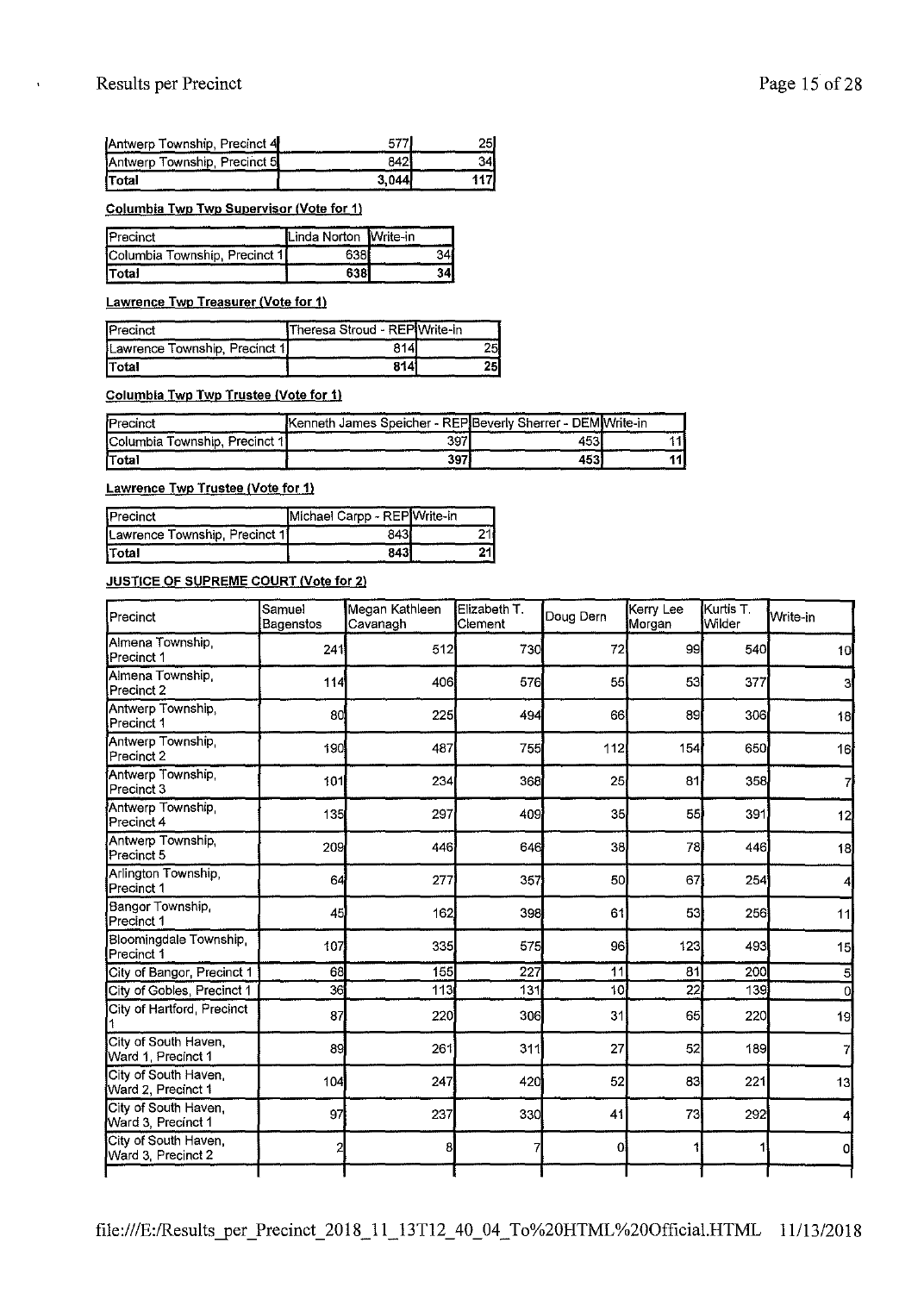| Antwerp Township, Precinct 4 | 577 | 25 |
|---|---|---|
| Antwerp Township, Precinct 5 | 842 | 34 |
| **Total** | **3,044** | **117** |

**Columbia Twp Twp Supervisor (Vote for 1)**

| Precinct | Linda Norton | Write-in |
|---|---|---|
| Columbia Township, Precinct 1 | 638 | 34 |
| **Total** | **638** | **34** |

**Lawrence Twp Treasurer (Vote for 1)**

| Precinct | Theresa Stroud - REP | Write-In |
|---|---|---|
| Lawrence Township, Precinct 1 | 814 | 25 |
| **Total** | **814** | **25** |

**Columbia Twp Twp Trustee (Vote for 1)**

| Precinct | Kenneth James Speicher - REP | Beverly Sherrer - DEM | Write-in |
|---|---|---|---|
| Columbia Township, Precinct 1 | 397 | 453 | 11 |
| **Total** | **397** | **453** | **11** |

**Lawrence Twp Trustee (Vote for 1)**

| Precinct | Michael Carpp - REP | Write-in |
|---|---|---|
| Lawrence Township, Precinct 1 | 843 | 21 |
| **Total** | **843** | **21** |

**JUSTICE OF SUPREME COURT (Vote for 2)**

| Precinct | Samuel Bagenstos | Megan Kathleen Cavanagh | Elizabeth T. Clement | Doug Dern | Kerry Lee Morgan | Kurtis T. Wilder | Write-in |
|---|---|---|---|---|---|---|---|
| Almena Township, Precinct 1 | 241 | 512 | 730 | 72 | 99 | 540 | 10 |
| Almena Township, Precinct 2 | 114 | 406 | 576 | 55 | 53 | 377 | 3 |
| Antwerp Township, Precinct 1 | 80 | 225 | 494 | 66 | 89 | 306 | 18 |
| Antwerp Township, Precinct 2 | 190 | 487 | 755 | 112 | 154 | 650 | 16 |
| Antwerp Township, Precinct 3 | 101 | 234 | 368 | 25 | 81 | 358 | 7 |
| Antwerp Township, Precinct 4 | 135 | 297 | 409 | 35 | 55 | 391 | 12 |
| Antwerp Township, Precinct 5 | 209 | 446 | 646 | 38 | 78 | 446 | 18 |
| Arlington Township, Precinct 1 | 64 | 277 | 357 | 50 | 67 | 254 | 4 |
| Bangor Township, Precinct 1 | 45 | 162 | 398 | 61 | 53 | 256 | 11 |
| Bloomingdale Township, Precinct 1 | 107 | 335 | 575 | 96 | 123 | 493 | 15 |
| City of Bangor, Precinct 1 | 68 | 155 | 227 | 11 | 81 | 200 | 5 |
| City of Gobles, Precinct 1 | 36 | 113 | 131 | 10 | 22 | 139 | 0 |
| City of Hartford, Precinct 1 | 87 | 220 | 306 | 31 | 65 | 220 | 19 |
| City of South Haven, Ward 1, Precinct 1 | 89 | 261 | 311 | 27 | 52 | 189 | 7 |
| City of South Haven, Ward 2, Precinct 1 | 104 | 247 | 420 | 52 | 83 | 221 | 13 |
| City of South Haven, Ward 3, Precinct 1 | 97 | 237 | 330 | 41 | 73 | 292 | 4 |
| City of South Haven, Ward 3, Precinct 2 | 2 | 8 | 7 | 0 | 1 | 1 | 0 |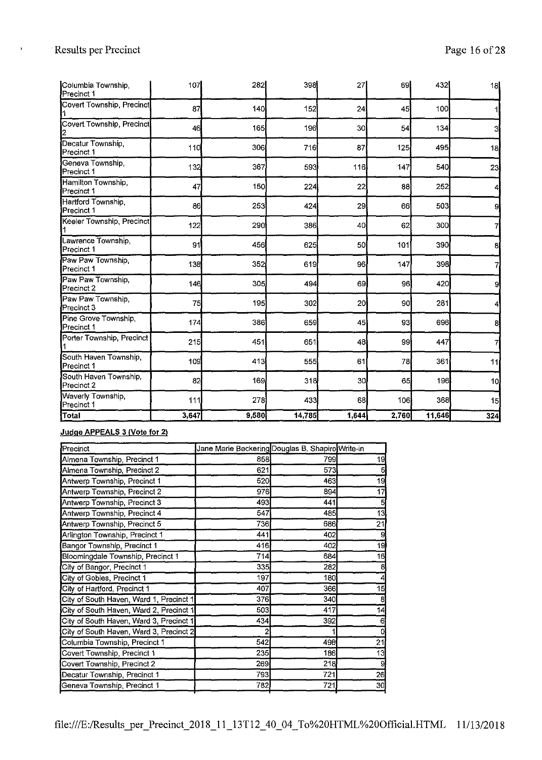| | | | | | | | |
|---|---|---|---|---|---|---|---|
| Columbia Township, Precinct 1 | 107 | 282 | 398 | 27 | 69 | 432 | 18 |
| Covert Township, Precinct 1 | 87 | 140 | 152 | 24 | 45 | 100 | 1 |
| Covert Township, Precinct 2 | 46 | 165 | 196 | 30 | 54 | 134 | 3 |
| Decatur Township, Precinct 1 | 110 | 306 | 716 | 87 | 125 | 495 | 18 |
| Geneva Township, Precinct 1 | 132 | 367 | 593 | 116 | 147 | 540 | 23 |
| Hamilton Township, Precinct 1 | 47 | 150 | 224 | 22 | 88 | 252 | 4 |
| Hartford Township, Precinct 1 | 86 | 253 | 424 | 29 | 66 | 503 | 9 |
| Keeler Township, Precinct 1 | 122 | 290 | 386 | 40 | 62 | 300 | 7 |
| Lawrence Township, Precinct 1 | 91 | 456 | 625 | 50 | 101 | 390 | 8 |
| Paw Paw Township, Precinct 1 | 138 | 352 | 619 | 96 | 147 | 398 | 7 |
| Paw Paw Township, Precinct 2 | 146 | 305 | 494 | 69 | 96 | 420 | 9 |
| Paw Paw Township, Precinct 3 | 75 | 195 | 302 | 20 | 90 | 281 | 4 |
| Pine Grove Township, Precinct 1 | 174 | 386 | 659 | 45 | 93 | 696 | 8 |
| Porter Township, Precinct 1 | 215 | 451 | 651 | 48 | 99 | 447 | 7 |
| South Haven Township, Precinct 1 | 109 | 413 | 555 | 61 | 78 | 361 | 11 |
| South Haven Township, Precinct 2 | 82 | 169 | 318 | 30 | 65 | 196 | 10 |
| Waverly Township, Precinct 1 | 111 | 278 | 433 | 68 | 106 | 368 | 15 |
| **Total** | **3,647** | **9,580** | **14,785** | **1,644** | **2,760** | **11,646** | **324** |

**Judge APPEALS 3 (Vote for 2)**

| Precinct | Jane Marie Beckering | Douglas B. Shapiro | Write-in |
|---|---|---|---|
| Almena Township, Precinct 1 | 858 | 799 | 19 |
| Almena Township, Precinct 2 | 621 | 573 | 5 |
| Antwerp Township, Precinct 1 | 520 | 463 | 19 |
| Antwerp Township, Precinct 2 | 976 | 894 | 17 |
| Antwerp Township, Precinct 3 | 493 | 441 | 5 |
| Antwerp Township, Precinct 4 | 547 | 485 | 13 |
| Antwerp Township, Precinct 5 | 736 | 686 | 21 |
| Arlington Township, Precinct 1 | 441 | 402 | 9 |
| Bangor Township, Precinct 1 | 416 | 402 | 19 |
| Bloomingdale Township, Precinct 1 | 714 | 684 | 16 |
| City of Bangor, Precinct 1 | 335 | 282 | 8 |
| City of Gobles, Precinct 1 | 197 | 180 | 4 |
| City of Hartford, Precinct 1 | 407 | 366 | 15 |
| City of South Haven, Ward 1, Precinct 1 | 376 | 340 | 8 |
| City of South Haven, Ward 2, Precinct 1 | 503 | 417 | 14 |
| City of South Haven, Ward 3, Precinct 1 | 434 | 392 | 6 |
| City of South Haven, Ward 3, Precinct 2 | 2 | 1 | 0 |
| Columbia Township, Precinct 1 | 542 | 498 | 21 |
| Covert Township, Precinct 1 | 235 | 186 | 13 |
| Covert Township, Precinct 2 | 269 | 218 | 9 |
| Decatur Township, Precinct 1 | 793 | 721 | 26 |
| Geneva Township, Precinct 1 | 782 | 721 | 30 |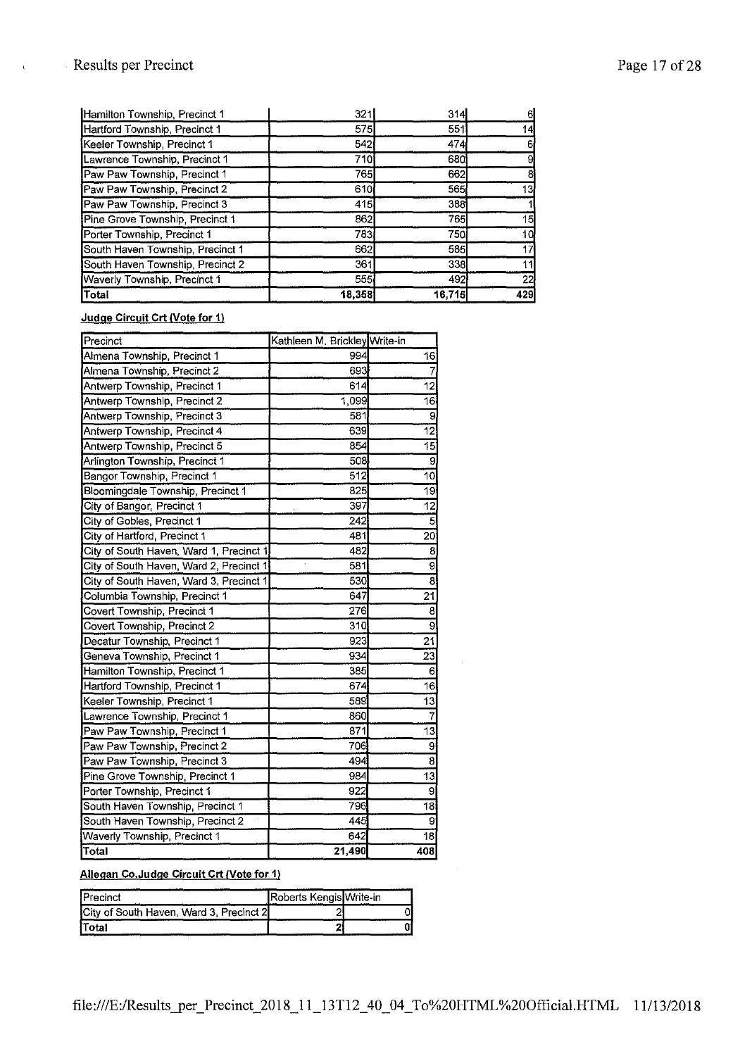| | | | |
|---|---|---|---|
| Hamilton Township, Precinct 1 | 321 | 314 | 6 |
| Hartford Township, Precinct 1 | 575 | 551 | 14 |
| Keeler Township, Precinct 1 | 542 | 474 | 6 |
| Lawrence Township, Precinct 1 | 710 | 680 | 9 |
| Paw Paw Township, Precinct 1 | 765 | 662 | 8 |
| Paw Paw Township, Precinct 2 | 610 | 565 | 13 |
| Paw Paw Township, Precinct 3 | 415 | 388 | 1 |
| Pine Grove Township, Precinct 1 | 862 | 765 | 15 |
| Porter Township, Precinct 1 | 783 | 750 | 10 |
| South Haven Township, Precinct 1 | 662 | 585 | 17 |
| South Haven Township, Precinct 2 | 361 | 338 | 11 |
| Waverly Township, Precinct 1 | 555 | 492 | 22 |
| **Total** | **18,358** | **16,715** | **429** |

**Judge Circuit Crt (Vote for 1)**

| Precinct | Kathleen M. Brickley | Write-in |
|---|---|---|
| Almena Township, Precinct 1 | 994 | 16 |
| Almena Township, Precinct 2 | 693 | 7 |
| Antwerp Township, Precinct 1 | 614 | 12 |
| Antwerp Township, Precinct 2 | 1,099 | 16 |
| Antwerp Township, Precinct 3 | 581 | 9 |
| Antwerp Township, Precinct 4 | 639 | 12 |
| Antwerp Township, Precinct 5 | 854 | 15 |
| Arlington Township, Precinct 1 | 508 | 9 |
| Bangor Township, Precinct 1 | 512 | 10 |
| Bloomingdale Township, Precinct 1 | 825 | 19 |
| City of Bangor, Precinct 1 | 397 | 12 |
| City of Gobles, Precinct 1 | 242 | 5 |
| City of Hartford, Precinct 1 | 481 | 20 |
| City of South Haven, Ward 1, Precinct 1 | 482 | 8 |
| City of South Haven, Ward 2, Precinct 1 | 581 | 9 |
| City of South Haven, Ward 3, Precinct 1 | 530 | 8 |
| Columbia Township, Precinct 1 | 647 | 21 |
| Covert Township, Precinct 1 | 276 | 8 |
| Covert Township, Precinct 2 | 310 | 9 |
| Decatur Township, Precinct 1 | 923 | 21 |
| Geneva Township, Precinct 1 | 934 | 23 |
| Hamilton Township, Precinct 1 | 385 | 6 |
| Hartford Township, Precinct 1 | 674 | 16 |
| Keeler Township, Precinct 1 | 589 | 13 |
| Lawrence Township, Precinct 1 | 860 | 7 |
| Paw Paw Township, Precinct 1 | 871 | 13 |
| Paw Paw Township, Precinct 2 | 706 | 9 |
| Paw Paw Township, Precinct 3 | 494 | 8 |
| Pine Grove Township, Precinct 1 | 984 | 13 |
| Porter Township, Precinct 1 | 922 | 9 |
| South Haven Township, Precinct 1 | 796 | 18 |
| South Haven Township, Precinct 2 | 445 | 9 |
| Waverly Township, Precinct 1 | 642 | 18 |
| **Total** | **21,490** | **408** |

**Allegan Co.Judge Circuit Crt (Vote for 1)**

| Precinct | Roberts Kengis | Write-in |
|---|---|---|
| City of South Haven, Ward 3, Precinct 2 | 2 | 0 |
| **Total** | **2** | **0** |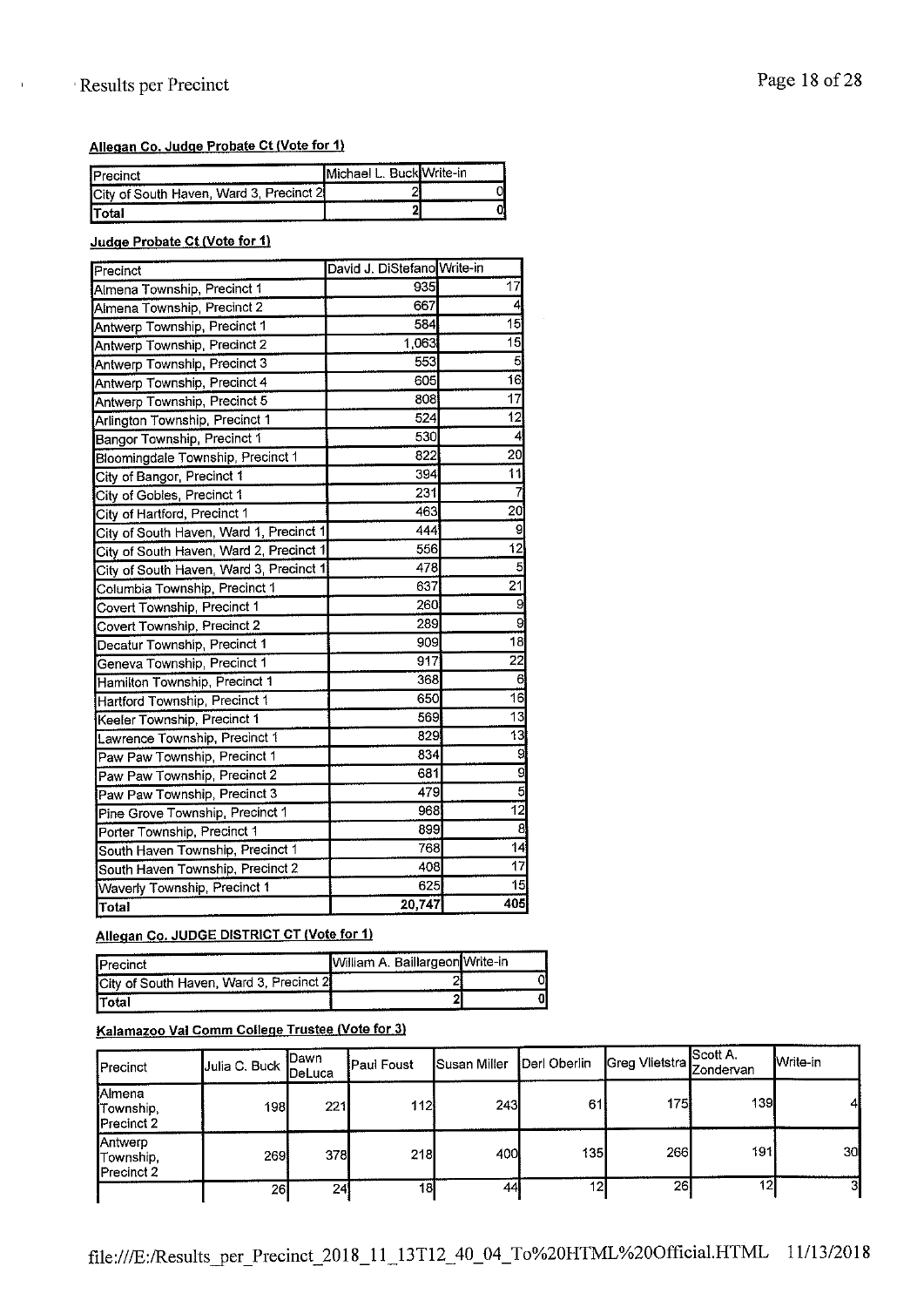Results per Precinct

**Allegan Co. Judge Probate Ct (Vote for 1)**

| Precinct | Michael L. Buck | Write-in |
|---|---|---|
| City of South Haven, Ward 3, Precinct 2 | 2 | 0 |
| Total | 2 | 0 |

**Judge Probate Ct (Vote for 1)**

| Precinct | David J. DiStefano | Write-in |
|---|---|---|
| Almena Township, Precinct 1 | 935 | 17 |
| Almena Township, Precinct 2 | 667 | 4 |
| Antwerp Township, Precinct 1 | 584 | 15 |
| Antwerp Township, Precinct 2 | 1,063 | 15 |
| Antwerp Township, Precinct 3 | 553 | 5 |
| Antwerp Township, Precinct 4 | 605 | 16 |
| Antwerp Township, Precinct 5 | 808 | 17 |
| Arlington Township, Precinct 1 | 524 | 12 |
| Bangor Township, Precinct 1 | 530 | 4 |
| Bloomingdale Township, Precinct 1 | 822 | 20 |
| City of Bangor, Precinct 1 | 394 | 11 |
| City of Gobles, Precinct 1 | 231 | 7 |
| City of Hartford, Precinct 1 | 463 | 20 |
| City of South Haven, Ward 1, Precinct 1 | 444 | 9 |
| City of South Haven, Ward 2, Precinct 1 | 556 | 12 |
| City of South Haven, Ward 3, Precinct 1 | 478 | 5 |
| Columbia Township, Precinct 1 | 637 | 21 |
| Covert Township, Precinct 1 | 260 | 9 |
| Covert Township, Precinct 2 | 289 | 9 |
| Decatur Township, Precinct 1 | 909 | 18 |
| Geneva Township, Precinct 1 | 917 | 22 |
| Hamilton Township, Precinct 1 | 368 | 6 |
| Hartford Township, Precinct 1 | 650 | 16 |
| Keeler Township, Precinct 1 | 569 | 13 |
| Lawrence Township, Precinct 1 | 829 | 13 |
| Paw Paw Township, Precinct 1 | 834 | 9 |
| Paw Paw Township, Precinct 2 | 681 | 9 |
| Paw Paw Township, Precinct 3 | 479 | 5 |
| Pine Grove Township, Precinct 1 | 968 | 12 |
| Porter Township, Precinct 1 | 899 | 8 |
| South Haven Township, Precinct 1 | 768 | 14 |
| South Haven Township, Precinct 2 | 408 | 17 |
| Waverly Township, Precinct 1 | 625 | 15 |
| Total | 20,747 | 405 |

**Allegan Co. JUDGE DISTRICT CT (Vote for 1)**

| Precinct | William A. Baillargeon | Write-in |
|---|---|---|
| City of South Haven, Ward 3, Precinct 2 | 2 | 0 |
| Total | 2 | 0 |

**Kalamazoo Val Comm College Trustee (Vote for 3)**

| Precinct | Julia C. Buck | Dawn DeLuca | Paul Foust | Susan Miller | Derl Oberlin | Greg Vlietstra | Scott A. Zondervan | Write-in |
|---|---|---|---|---|---|---|---|---|
| Almena Township, Precinct 2 | 198 | 221 | 112 | 243 | 61 | 175 | 139 | 4 |
| Antwerp Township, Precinct 2 | 269 | 378 | 218 | 400 | 135 | 266 | 191 | 30 |
| | 26 | 24 | 18 | 44 | 12 | 26 | 12 | 3 |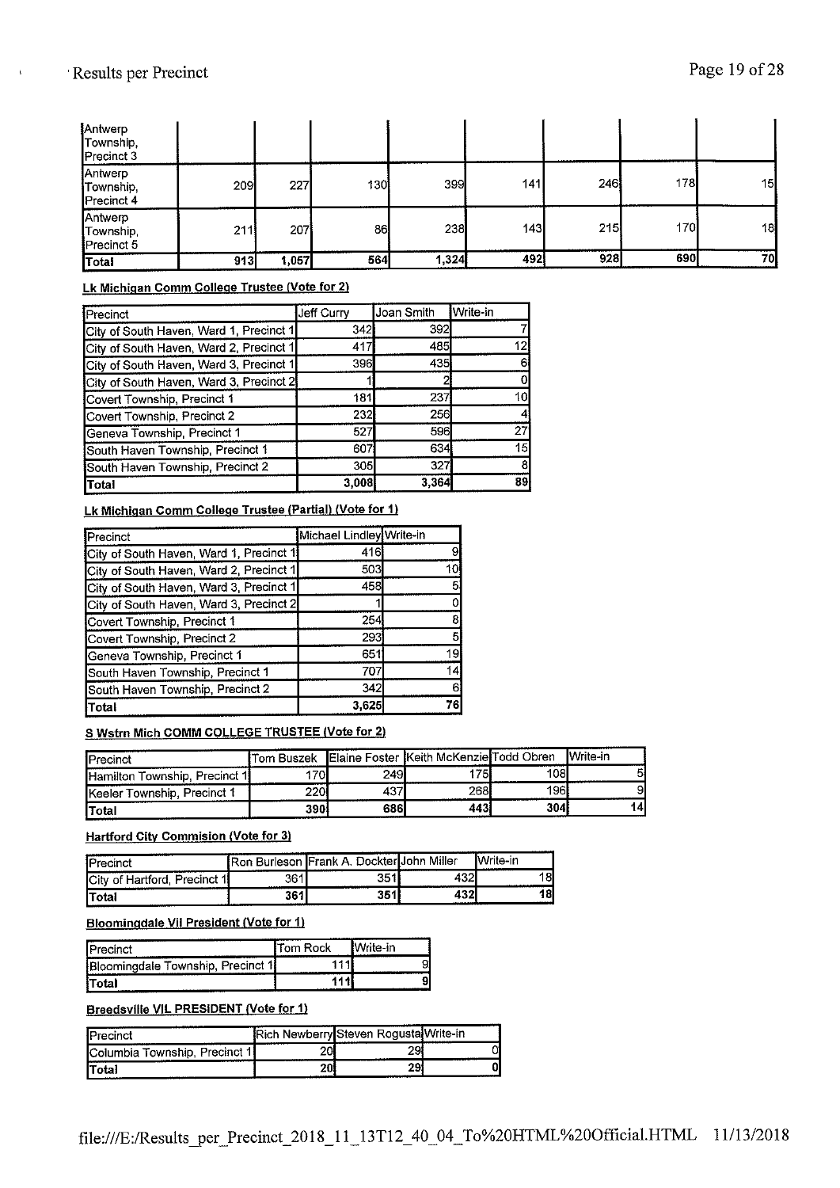| | | | | | | | | |
|---|---|---|---|---|---|---|---|---|
| Antwerp Township, Precinct 3 | | | | | | | | |
| Antwerp Township, Precinct 4 | 209 | 227 | 130 | 399 | 141 | 246 | 178 | 15 |
| Antwerp Township, Precinct 5 | 211 | 207 | 86 | 238 | 143 | 215 | 170 | 18 |
| **Total** | **913** | **1,057** | **564** | **1,324** | **492** | **928** | **690** | **70** |

**Lk Michigan Comm College Trustee (Vote for 2)**

| Precinct | Jeff Curry | Joan Smith | Write-in |
|---|---|---|---|
| City of South Haven, Ward 1, Precinct 1 | 342 | 392 | 7 |
| City of South Haven, Ward 2, Precinct 1 | 417 | 485 | 12 |
| City of South Haven, Ward 3, Precinct 1 | 396 | 435 | 6 |
| City of South Haven, Ward 3, Precinct 2 | 1 | 2 | 0 |
| Covert Township, Precinct 1 | 181 | 237 | 10 |
| Covert Township, Precinct 2 | 232 | 256 | 4 |
| Geneva Township, Precinct 1 | 527 | 596 | 27 |
| South Haven Township, Precinct 1 | 607 | 634 | 15 |
| South Haven Township, Precinct 2 | 305 | 327 | 8 |
| **Total** | **3,008** | **3,364** | **89** |

**Lk Michigan Comm College Trustee (Partial) (Vote for 1)**

| Precinct | Michael Lindley | Write-in |
|---|---|---|
| City of South Haven, Ward 1, Precinct 1 | 416 | 9 |
| City of South Haven, Ward 2, Precinct 1 | 503 | 10 |
| City of South Haven, Ward 3, Precinct 1 | 458 | 5 |
| City of South Haven, Ward 3, Precinct 2 | 1 | 0 |
| Covert Township, Precinct 1 | 254 | 8 |
| Covert Township, Precinct 2 | 293 | 5 |
| Geneva Township, Precinct 1 | 651 | 19 |
| South Haven Township, Precinct 1 | 707 | 14 |
| South Haven Township, Precinct 2 | 342 | 6 |
| **Total** | **3,625** | **76** |

**S Wstrn Mich COMM COLLEGE TRUSTEE (Vote for 2)**

| Precinct | Tom Buszek | Elaine Foster | Keith McKenzie | Todd Obren | Write-in |
|---|---|---|---|---|---|
| Hamilton Township, Precinct 1 | 170 | 249 | 175 | 108 | 5 |
| Keeler Township, Precinct 1 | 220 | 437 | 268 | 196 | 9 |
| **Total** | **390** | **686** | **443** | **304** | **14** |

**Hartford City Commision (Vote for 3)**

| Precinct | Ron Burleson | Frank A. Dockter | John Miller | Write-in |
|---|---|---|---|---|
| City of Hartford, Precinct 1 | 361 | 351 | 432 | 18 |
| **Total** | **361** | **351** | **432** | **18** |

**Bloomingdale Vil President (Vote for 1)**

| Precinct | Tom Rock | Write-in |
|---|---|---|
| Bloomingdale Township, Precinct 1 | 111 | 9 |
| **Total** | **111** | **9** |

**Breedsville VIL PRESIDENT (Vote for 1)**

| Precinct | Rich Newberry | Steven Rogusta | Write-in |
|---|---|---|---|
| Columbia Township, Precinct 1 | 20 | 29 | 0 |
| **Total** | **20** | **29** | **0** |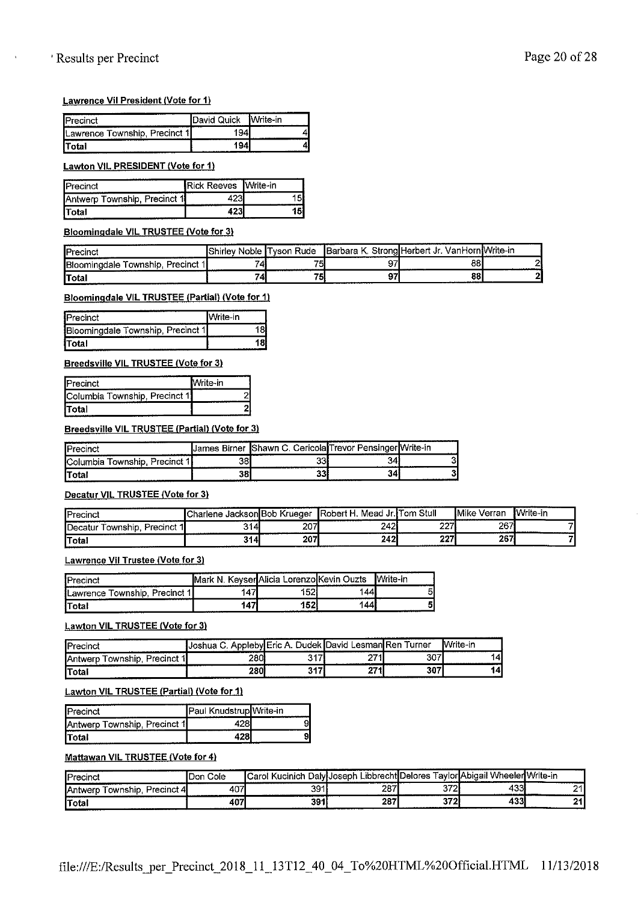Results per Precinct

**Lawrence Vil President (Vote for 1)**

| Precinct | David Quick | Write-in |
|---|---|---|
| Lawrence Township, Precinct 1 | 194 | 4 |
| **Total** | **194** | **4** |

**Lawton VIL PRESIDENT (Vote for 1)**

| Precinct | Rick Reeves | Write-in |
|---|---|---|
| Antwerp Township, Precinct 1 | 423 | 15 |
| **Total** | **423** | **15** |

**Bloomingdale VIL TRUSTEE (Vote for 3)**

| Precinct | Shirley Noble | Tyson Rude | Barbara K. Strong | Herbert Jr. VanHorn | Write-in |
|---|---|---|---|---|---|
| Bloomingdale Township, Precinct 1 | 74 | 75 | 97 | 88 | 2 |
| **Total** | **74** | **75** | **97** | **88** | **2** |

**Bloomingdale VIL TRUSTEE (Partial) (Vote for 1)**

| Precinct | Write-in |
|---|---|
| Bloomingdale Township, Precinct 1 | 18 |
| **Total** | **18** |

**Breedsville VIL TRUSTEE (Vote for 3)**

| Precinct | Write-in |
|---|---|
| Columbia Township, Precinct 1 | 2 |
| **Total** | **2** |

**Breedsville VIL TRUSTEE (Partial) (Vote for 3)**

| Precinct | James Birner | Shawn C. Cericola | Trevor Pensinger | Write-in |
|---|---|---|---|---|
| Columbia Township, Precinct 1 | 38 | 33 | 34 | 3 |
| **Total** | **38** | **33** | **34** | **3** |

**Decatur VIL TRUSTEE (Vote for 3)**

| Precinct | Charlene Jackson | Bob Krueger | Robert H. Mead Jr. | Tom Stull | Mike Verran | Write-in |
|---|---|---|---|---|---|---|
| Decatur Township, Precinct 1 | 314 | 207 | 242 | 227 | 267 | 7 |
| **Total** | **314** | **207** | **242** | **227** | **267** | **7** |

**Lawrence Vil Trustee (Vote for 3)**

| Precinct | Mark N. Keyser | Alicia Lorenzo | Kevin Ouzts | Write-in |
|---|---|---|---|---|
| Lawrence Township, Precinct 1 | 147 | 152 | 144 | 5 |
| **Total** | **147** | **152** | **144** | **5** |

**Lawton VIL TRUSTEE (Vote for 3)**

| Precinct | Joshua C. Appleby | Eric A. Dudek | David Lesman | Ren Turner | Write-in |
|---|---|---|---|---|---|
| Antwerp Township, Precinct 1 | 280 | 317 | 271 | 307 | 14 |
| **Total** | **280** | **317** | **271** | **307** | **14** |

**Lawton VIL TRUSTEE (Partial) (Vote for 1)**

| Precinct | Paul Knudstrup | Write-in |
|---|---|---|
| Antwerp Township, Precinct 1 | 428 | 9 |
| **Total** | **428** | **9** |

**Mattawan VIL TRUSTEE (Vote for 4)**

| Precinct | Don Cole | Carol Kucinich Daly | Joseph Libbrecht | Delores Taylor | Abigail Wheeler | Write-in |
|---|---|---|---|---|---|---|
| Antwerp Township, Precinct 4 | 407 | 391 | 287 | 372 | 433 | 21 |
| **Total** | **407** | **391** | **287** | **372** | **433** | **21** |

file:///E:/Results_per_Precinct_2018_11_13T12_40_04_To%20HTML%20Official.HTML 11/13/2018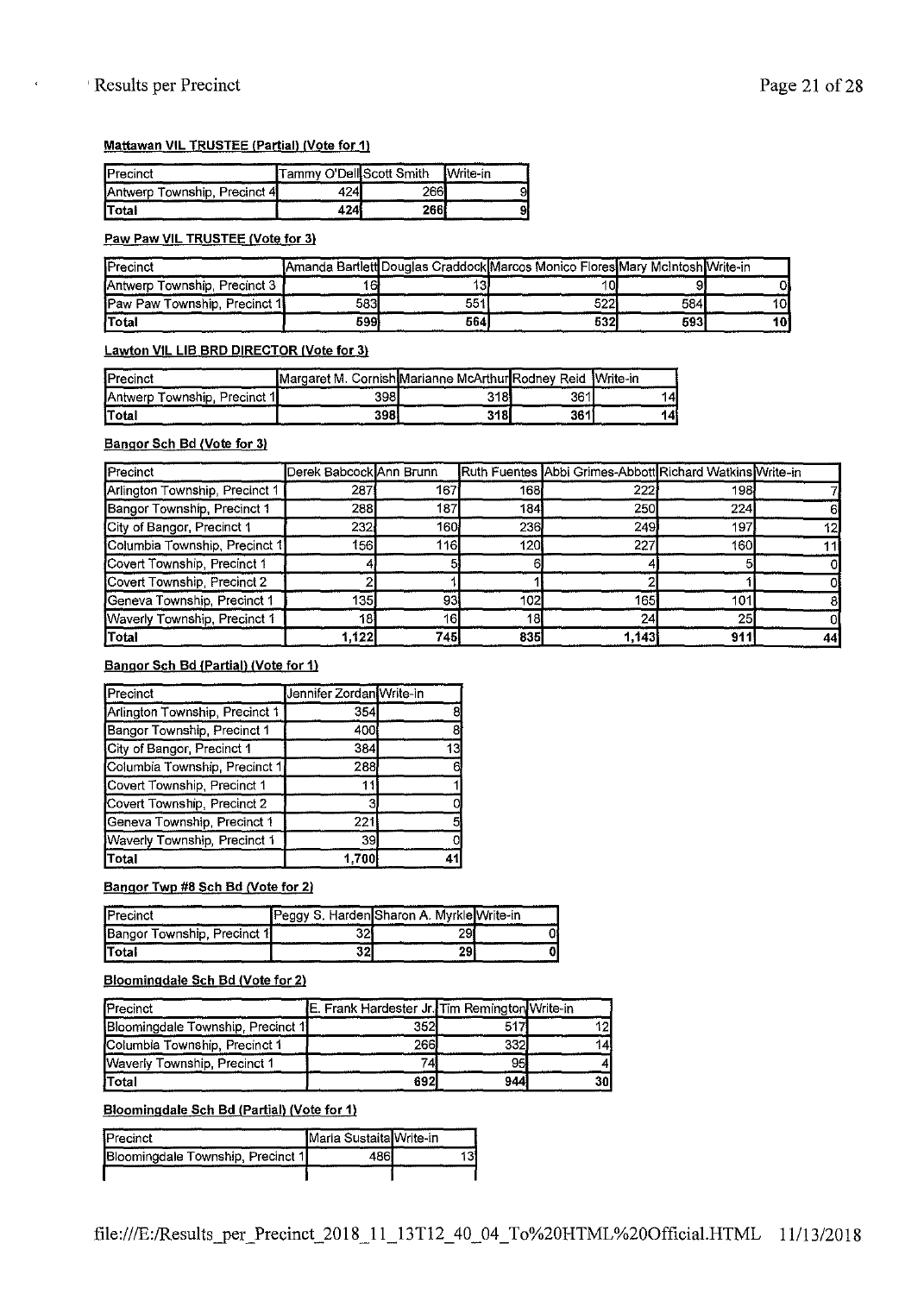#### Mattawan VIL TRUSTEE (Partial) (Vote for 1)

| Precinct | Tammy O'Dell | Scott Smith | Write-in |
|---|---|---|---|
| Antwerp Township, Precinct 4 | 424 | 266 | 9 |
| Total | 424 | 266 | 9 |

#### Paw Paw VIL TRUSTEE (Vote for 3)

| Precinct | Amanda Bartlett | Douglas Craddock | Marcos Monico Flores | Mary McIntosh | Write-in |
|---|---|---|---|---|---|
| Antwerp Township, Precinct 3 | 16 | 13 | 10 | 9 | 0 |
| Paw Paw Township, Precinct 1 | 583 | 551 | 522 | 584 | 10 |
| Total | 599 | 564 | 532 | 593 | 10 |

#### Lawton VIL LIB BRD DIRECTOR (Vote for 3)

| Precinct | Margaret M. Cornish | Marianne McArthur | Rodney Reid | Write-in |
|---|---|---|---|---|
| Antwerp Township, Precinct 1 | 398 | 318 | 361 | 14 |
| Total | 398 | 318 | 361 | 14 |

#### Bangor Sch Bd (Vote for 3)

| Precinct | Derek Babcock | Ann Brunn | Ruth Fuentes | Abbi Grimes-Abbott | Richard Watkins | Write-in |
|---|---|---|---|---|---|---|
| Arlington Township, Precinct 1 | 287 | 167 | 168 | 222 | 198 | 7 |
| Bangor Township, Precinct 1 | 288 | 187 | 184 | 250 | 224 | 6 |
| City of Bangor, Precinct 1 | 232 | 160 | 236 | 249 | 197 | 12 |
| Columbia Township, Precinct 1 | 156 | 116 | 120 | 227 | 160 | 11 |
| Covert Township, Precinct 1 | 4 | 5 | 6 | 4 | 5 | 0 |
| Covert Township, Precinct 2 | 2 | 1 | 1 | 2 | 1 | 0 |
| Geneva Township, Precinct 1 | 135 | 93 | 102 | 165 | 101 | 8 |
| Waverly Township, Precinct 1 | 18 | 16 | 18 | 24 | 25 | 0 |
| Total | 1,122 | 745 | 835 | 1,143 | 911 | 44 |

#### Bangor Sch Bd (Partial) (Vote for 1)

| Precinct | Jennifer Zordan | Write-in |
|---|---|---|
| Arlington Township, Precinct 1 | 354 | 8 |
| Bangor Township, Precinct 1 | 400 | 8 |
| City of Bangor, Precinct 1 | 384 | 13 |
| Columbia Township, Precinct 1 | 288 | 6 |
| Covert Township, Precinct 1 | 11 | 1 |
| Covert Township, Precinct 2 | 3 | 0 |
| Geneva Township, Precinct 1 | 221 | 5 |
| Waverly Township, Precinct 1 | 39 | 0 |
| Total | 1,700 | 41 |

#### Bangor Twp #8 Sch Bd (Vote for 2)

| Precinct | Peggy S. Harden | Sharon A. Myrkle | Write-in |
|---|---|---|---|
| Bangor Township, Precinct 1 | 32 | 29 | 0 |
| Total | 32 | 29 | 0 |

#### Bloomingdale Sch Bd (Vote for 2)

| Precinct | E. Frank Hardester Jr. | Tim Remington | Write-in |
|---|---|---|---|
| Bloomingdale Township, Precinct 1 | 352 | 517 | 12 |
| Columbia Township, Precinct 1 | 266 | 332 | 14 |
| Waverly Township, Precinct 1 | 74 | 95 | 4 |
| Total | 692 | 944 | 30 |

#### Bloomingdale Sch Bd (Partial) (Vote for 1)

| Precinct | Maria Sustaita | Write-in |
|---|---|---|
| Bloomingdale Township, Precinct 1 | 486 | 13 |
| | | |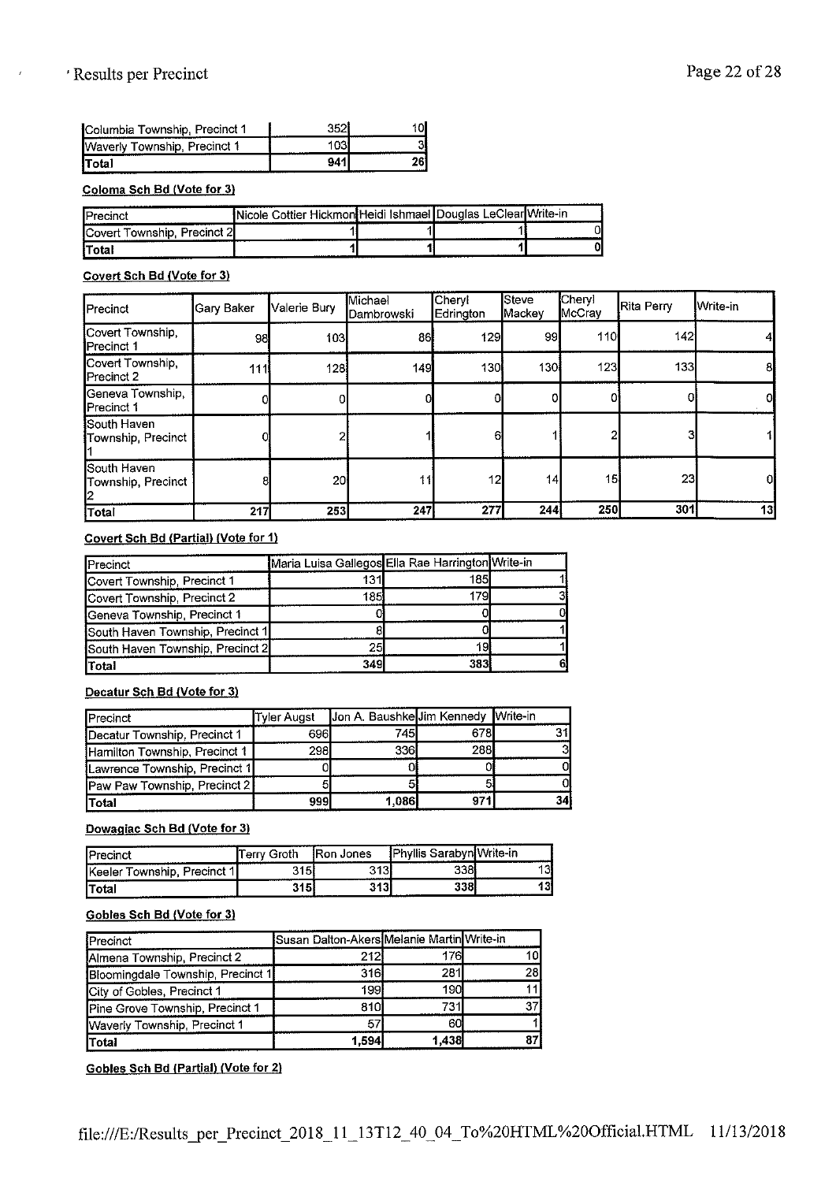| Columbia Township, Precinct 1 | 352 | 10 |
|---|---|---|
| Waverly Township, Precinct 1 | 103 | 3 |
| Total | 941 | 26 |

**Coloma Sch Bd (Vote for 3)**

| Precinct | Nicole Cottier Hickmon | Heidi Ishmael | Douglas LeClear | Write-in |
|---|---|---|---|---|
| Covert Township, Precinct 2 | 1 | 1 | 1 | 0 |
| Total | 1 | 1 | 1 | 0 |

**Covert Sch Bd (Vote for 3)**

| Precinct | Gary Baker | Valerie Bury | Michael Dambrowski | Cheryl Edrington | Steve Mackey | Cheryl McCray | Rita Perry | Write-in |
|---|---|---|---|---|---|---|---|---|
| Covert Township, Precinct 1 | 98 | 103 | 86 | 129 | 99 | 110 | 142 | 4 |
| Covert Township, Precinct 2 | 111 | 128 | 149 | 130 | 130 | 123 | 133 | 8 |
| Geneva Township, Precinct 1 | 0 | 0 | 0 | 0 | 0 | 0 | 0 | 0 |
| South Haven Township, Precinct 1 | 0 | 2 | 1 | 6 | 1 | 2 | 3 | 1 |
| South Haven Township, Precinct 2 | 8 | 20 | 11 | 12 | 14 | 15 | 23 | 0 |
| Total | 217 | 253 | 247 | 277 | 244 | 250 | 301 | 13 |

**Covert Sch Bd (Partial) (Vote for 1)**

| Precinct | Maria Luisa Gallegos | Ella Rae Harrington | Write-in |
|---|---|---|---|
| Covert Township, Precinct 1 | 131 | 185 | 1 |
| Covert Township, Precinct 2 | 185 | 179 | 3 |
| Geneva Township, Precinct 1 | 0 | 0 | 0 |
| South Haven Township, Precinct 1 | 8 | 0 | 1 |
| South Haven Township, Precinct 2 | 25 | 19 | 1 |
| Total | 349 | 383 | 6 |

**Decatur Sch Bd (Vote for 3)**

| Precinct | Tyler Augst | Jon A. Baushke | Jim Kennedy | Write-in |
|---|---|---|---|---|
| Decatur Township, Precinct 1 | 696 | 745 | 678 | 31 |
| Hamilton Township, Precinct 1 | 298 | 336 | 288 | 3 |
| Lawrence Township, Precinct 1 | 0 | 0 | 0 | 0 |
| Paw Paw Township, Precinct 2 | 5 | 5 | 5 | 0 |
| Total | 999 | 1,086 | 971 | 34 |

**Dowagiac Sch Bd (Vote for 3)**

| Precinct | Terry Groth | Ron Jones | Phyllis Sarabyn | Write-in |
|---|---|---|---|---|
| Keeler Township, Precinct 1 | 315 | 313 | 338 | 13 |
| Total | 315 | 313 | 338 | 13 |

**Gobles Sch Bd (Vote for 3)**

| Precinct | Susan Dalton-Akers | Melanie Martin | Write-in |
|---|---|---|---|
| Almena Township, Precinct 2 | 212 | 176 | 10 |
| Bloomingdale Township, Precinct 1 | 316 | 281 | 28 |
| City of Gobles, Precinct 1 | 199 | 190 | 11 |
| Pine Grove Township, Precinct 1 | 810 | 731 | 37 |
| Waverly Township, Precinct 1 | 57 | 60 | 1 |
| Total | 1,594 | 1,438 | 87 |

**Gobles Sch Bd (Partial) (Vote for 2)**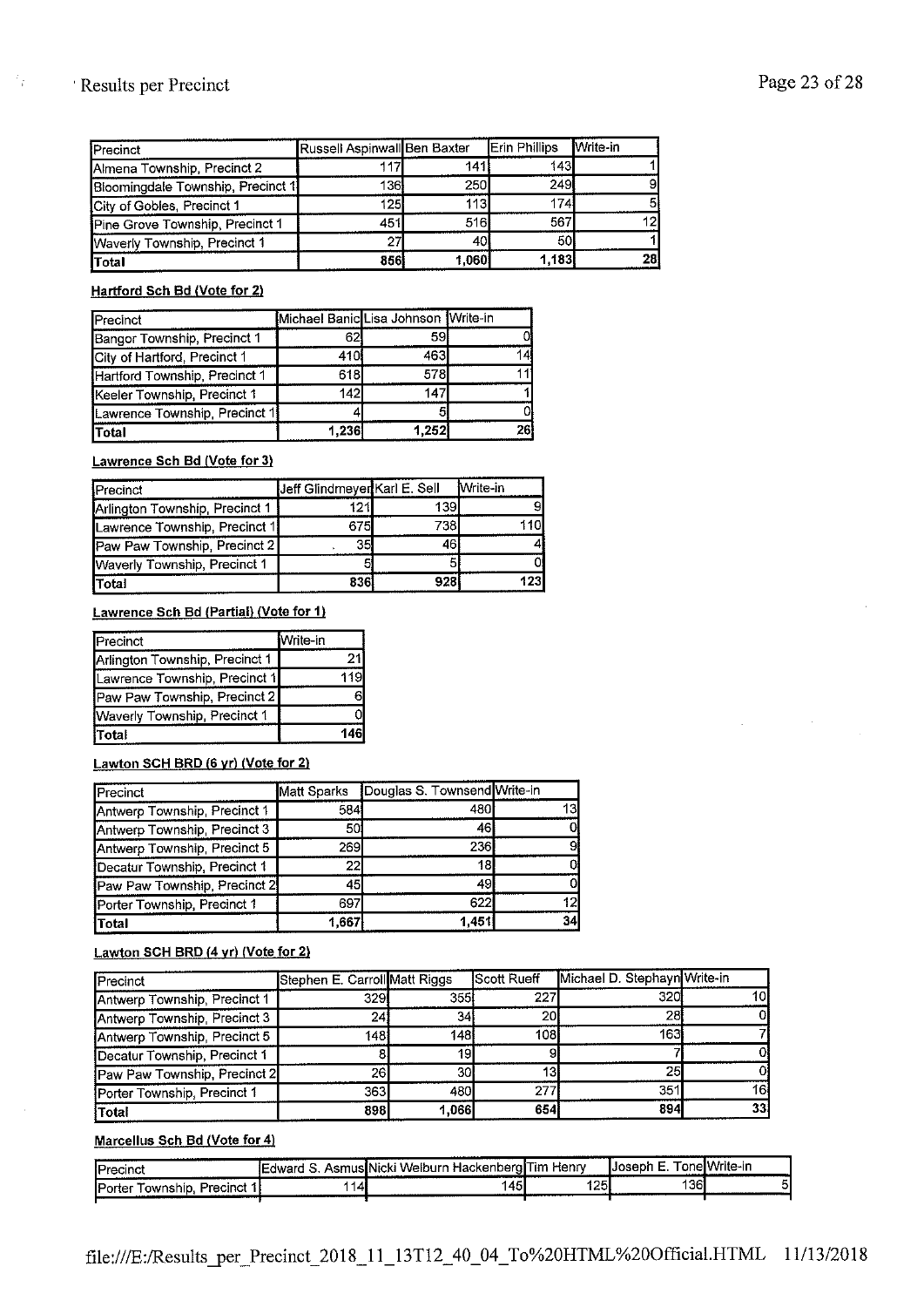| Precinct | Russell Aspinwall | Ben Baxter | Erin Phillips | Write-in |
|---|---|---|---|---|
| Almena Township, Precinct 2 | 117 | 141 | 143 | 1 |
| Bloomingdale Township, Precinct 1 | 136 | 250 | 249 | 9 |
| City of Gobles, Precinct 1 | 125 | 113 | 174 | 5 |
| Pine Grove Township, Precinct 1 | 451 | 516 | 567 | 12 |
| Waverly Township, Precinct 1 | 27 | 40 | 50 | 1 |
| **Total** | **856** | **1,060** | **1,183** | **28** |

**Hartford Sch Bd (Vote for 2)**

| Precinct | Michael Banic | Lisa Johnson | Write-in |
|---|---|---|---|
| Bangor Township, Precinct 1 | 62 | 59 | 0 |
| City of Hartford, Precinct 1 | 410 | 463 | 14 |
| Hartford Township, Precinct 1 | 618 | 578 | 11 |
| Keeler Township, Precinct 1 | 142 | 147 | 1 |
| Lawrence Township, Precinct 1 | 4 | 5 | 0 |
| **Total** | **1,236** | **1,252** | **26** |

**Lawrence Sch Bd (Vote for 3)**

| Precinct | Jeff Glindmeyer | Karl E. Sell | Write-in |
|---|---|---|---|
| Arlington Township, Precinct 1 | 121 | 139 | 9 |
| Lawrence Township, Precinct 1 | 675 | 738 | 110 |
| Paw Paw Township, Precinct 2 | 35 | 46 | 4 |
| Waverly Township, Precinct 1 | 5 | 5 | 0 |
| **Total** | **836** | **928** | **123** |

**Lawrence Sch Bd (Partial) (Vote for 1)**

| Precinct | Write-in |
|---|---|
| Arlington Township, Precinct 1 | 21 |
| Lawrence Township, Precinct 1 | 119 |
| Paw Paw Township, Precinct 2 | 6 |
| Waverly Township, Precinct 1 | 0 |
| **Total** | **146** |

**Lawton SCH BRD (6 yr) (Vote for 2)**

| Precinct | Matt Sparks | Douglas S. Townsend | Write-in |
|---|---|---|---|
| Antwerp Township, Precinct 1 | 584 | 480 | 13 |
| Antwerp Township, Precinct 3 | 50 | 46 | 0 |
| Antwerp Township, Precinct 5 | 269 | 236 | 9 |
| Decatur Township, Precinct 1 | 22 | 18 | 0 |
| Paw Paw Township, Precinct 2 | 45 | 49 | 0 |
| Porter Township, Precinct 1 | 697 | 622 | 12 |
| **Total** | **1,667** | **1,451** | **34** |

**Lawton SCH BRD (4 yr) (Vote for 2)**

| Precinct | Stephen E. Carroll | Matt Riggs | Scott Rueff | Michael D. Stephayn | Write-in |
|---|---|---|---|---|---|
| Antwerp Township, Precinct 1 | 329 | 355 | 227 | 320 | 10 |
| Antwerp Township, Precinct 3 | 24 | 34 | 20 | 28 | 0 |
| Antwerp Township, Precinct 5 | 148 | 148 | 108 | 163 | 7 |
| Decatur Township, Precinct 1 | 8 | 19 | 9 | 7 | 0 |
| Paw Paw Township, Precinct 2 | 26 | 30 | 13 | 25 | 0 |
| Porter Township, Precinct 1 | 363 | 480 | 277 | 351 | 16 |
| **Total** | **898** | **1,066** | **654** | **894** | **33** |

**Marcellus Sch Bd (Vote for 4)**

| Precinct | Edward S. Asmus | Nicki Welburn Hackenberg | Tim Henry | Joseph E. Tone | Write-in |
|---|---|---|---|---|---|
| Porter Township, Precinct 1 | 114 | 145 | 125 | 136 | 5 |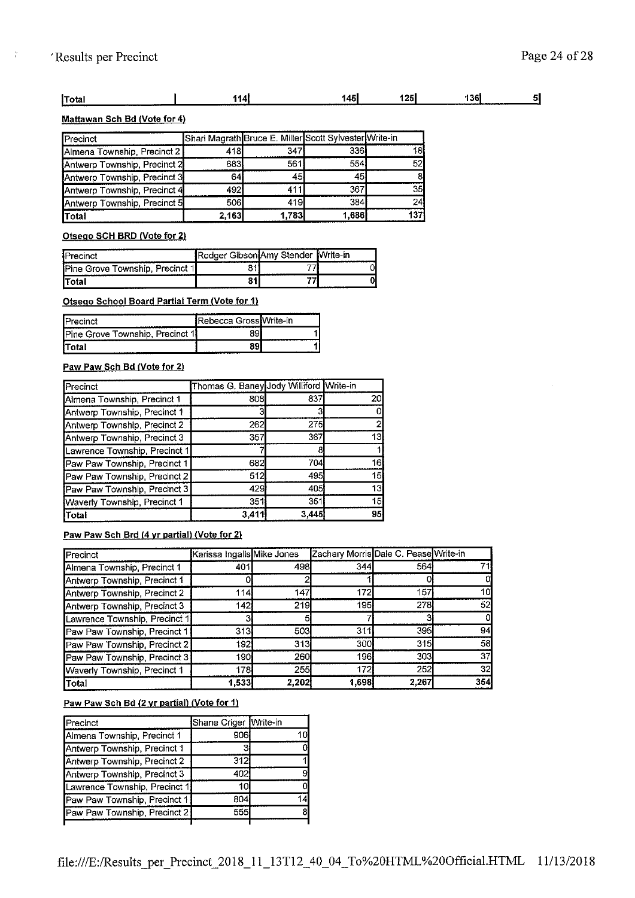| Total | 114 | 145 | 125 | 136 | 5 |
|---|---|---|---|---|---|

**Mattawan Sch Bd (Vote for 4)**

| Precinct | Shari Magrath | Bruce E. Miller | Scott Sylvester | Write-in |
|---|---|---|---|---|
| Almena Township, Precinct 2 | 418 | 347 | 336 | 18 |
| Antwerp Township, Precinct 2 | 683 | 561 | 554 | 52 |
| Antwerp Township, Precinct 3 | 64 | 45 | 45 | 8 |
| Antwerp Township, Precinct 4 | 492 | 411 | 367 | 35 |
| Antwerp Township, Precinct 5 | 506 | 419 | 384 | 24 |
| **Total** | **2,163** | **1,783** | **1,686** | **137** |

**Otsego SCH BRD (Vote for 2)**

| Precinct | Rodger Gibson | Amy Stender | Write-in |
|---|---|---|---|
| Pine Grove Township, Precinct 1 | 81 | 77 | 0 |
| **Total** | **81** | **77** | **0** |

**Otsego School Board Partial Term (Vote for 1)**

| Precinct | Rebecca Gross | Write-in |
|---|---|---|
| Pine Grove Township, Precinct 1 | 89 | 1 |
| **Total** | **89** | **1** |

**Paw Paw Sch Bd (Vote for 2)**

| Precinct | Thomas G. Baney | Jody Williford | Write-in |
|---|---|---|---|
| Almena Township, Precinct 1 | 808 | 837 | 20 |
| Antwerp Township, Precinct 1 | 3 | 3 | 0 |
| Antwerp Township, Precinct 2 | 262 | 275 | 2 |
| Antwerp Township, Precinct 3 | 357 | 367 | 13 |
| Lawrence Township, Precinct 1 | 7 | 8 | 1 |
| Paw Paw Township, Precinct 1 | 682 | 704 | 16 |
| Paw Paw Township, Precinct 2 | 512 | 495 | 15 |
| Paw Paw Township, Precinct 3 | 429 | 405 | 13 |
| Waverly Township, Precinct 1 | 351 | 351 | 15 |
| **Total** | **3,411** | **3,445** | **95** |

**Paw Paw Sch Brd (4 yr partial) (Vote for 2)**

| Precinct | Karissa Ingalls | Mike Jones | Zachary Morris | Dale C. Pease | Write-in |
|---|---|---|---|---|---|
| Almena Township, Precinct 1 | 401 | 498 | 344 | 564 | 71 |
| Antwerp Township, Precinct 1 | 0 | 2 | 1 | 0 | 0 |
| Antwerp Township, Precinct 2 | 114 | 147 | 172 | 157 | 10 |
| Antwerp Township, Precinct 3 | 142 | 219 | 195 | 278 | 52 |
| Lawrence Township, Precinct 1 | 3 | 5 | 7 | 3 | 0 |
| Paw Paw Township, Precinct 1 | 313 | 503 | 311 | 395 | 94 |
| Paw Paw Township, Precinct 2 | 192 | 313 | 300 | 315 | 58 |
| Paw Paw Township, Precinct 3 | 190 | 260 | 196 | 303 | 37 |
| Waverly Township, Precinct 1 | 178 | 255 | 172 | 252 | 32 |
| **Total** | **1,533** | **2,202** | **1,698** | **2,267** | **354** |

**Paw Paw Sch Bd (2 yr partial) (Vote for 1)**

| Precinct | Shane Criger | Write-in |
|---|---|---|
| Almena Township, Precinct 1 | 906 | 10 |
| Antwerp Township, Precinct 1 | 3 | 0 |
| Antwerp Township, Precinct 2 | 312 | 1 |
| Antwerp Township, Precinct 3 | 402 | 9 |
| Lawrence Township, Precinct 1 | 10 | 0 |
| Paw Paw Township, Precinct 1 | 804 | 14 |
| Paw Paw Township, Precinct 2 | 555 | 8 |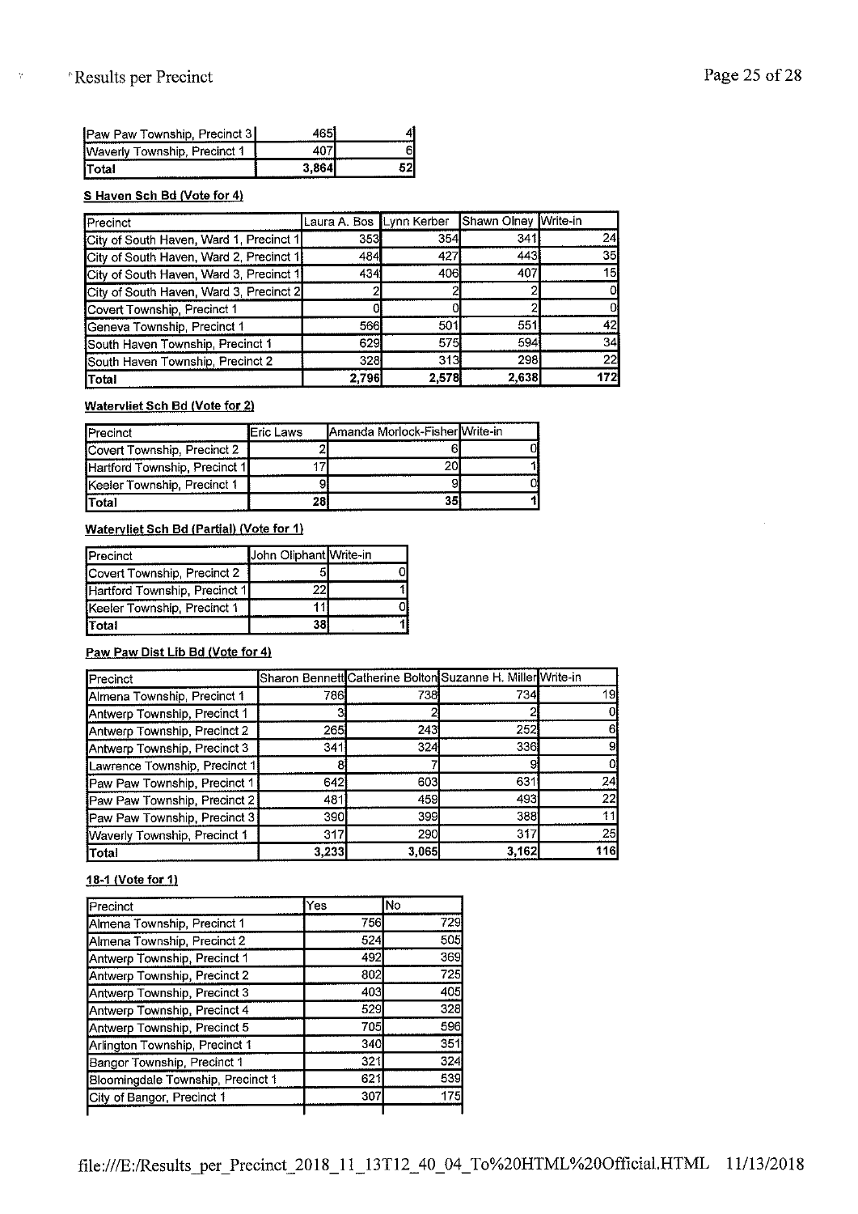| | | |
|---|---|---|
| Paw Paw Township, Precinct 3 | 465 | 4 |
| Waverly Township, Precinct 1 | 407 | 6 |
| Total | 3,864 | 52 |

**S Haven Sch Bd (Vote for 4)**

| Precinct | Laura A. Bos | Lynn Kerber | Shawn Olney | Write-in |
|---|---|---|---|---|
| City of South Haven, Ward 1, Precinct 1 | 353 | 354 | 341 | 24 |
| City of South Haven, Ward 2, Precinct 1 | 484 | 427 | 443 | 35 |
| City of South Haven, Ward 3, Precinct 1 | 434 | 406 | 407 | 15 |
| City of South Haven, Ward 3, Precinct 2 | 2 | 2 | 2 | 0 |
| Covert Township, Precinct 1 | 0 | 0 | 2 | 0 |
| Geneva Township, Precinct 1 | 566 | 501 | 551 | 42 |
| South Haven Township, Precinct 1 | 629 | 575 | 594 | 34 |
| South Haven Township, Precinct 2 | 328 | 313 | 298 | 22 |
| Total | 2,796 | 2,578 | 2,638 | 172 |

**Watervliet Sch Bd (Vote for 2)**

| Precinct | Eric Laws | Amanda Morlock-Fisher | Write-in |
|---|---|---|---|
| Covert Township, Precinct 2 | 2 | 6 | 0 |
| Hartford Township, Precinct 1 | 17 | 20 | 1 |
| Keeler Township, Precinct 1 | 9 | 9 | 0 |
| Total | 28 | 35 | 1 |

**Watervliet Sch Bd (Partial) (Vote for 1)**

| Precinct | John Oliphant | Write-in |
|---|---|---|
| Covert Township, Precinct 2 | 5 | 0 |
| Hartford Township, Precinct 1 | 22 | 1 |
| Keeler Township, Precinct 1 | 11 | 0 |
| Total | 38 | 1 |

**Paw Paw Dist Lib Bd (Vote for 4)**

| Precinct | Sharon Bennett | Catherine Bolton | Suzanne H. Miller | Write-in |
|---|---|---|---|---|
| Almena Township, Precinct 1 | 786 | 738 | 734 | 19 |
| Antwerp Township, Precinct 1 | 3 | 2 | 2 | 0 |
| Antwerp Township, Precinct 2 | 265 | 243 | 252 | 6 |
| Antwerp Township, Precinct 3 | 341 | 324 | 336 | 9 |
| Lawrence Township, Precinct 1 | 8 | 7 | 9 | 0 |
| Paw Paw Township, Precinct 1 | 642 | 603 | 631 | 24 |
| Paw Paw Township, Precinct 2 | 481 | 459 | 493 | 22 |
| Paw Paw Township, Precinct 3 | 390 | 399 | 388 | 11 |
| Waverly Township, Precinct 1 | 317 | 290 | 317 | 25 |
| Total | 3,233 | 3,065 | 3,162 | 116 |

**18-1 (Vote for 1)**

| Precinct | Yes | No |
|---|---|---|
| Almena Township, Precinct 1 | 756 | 729 |
| Almena Township, Precinct 2 | 524 | 505 |
| Antwerp Township, Precinct 1 | 492 | 369 |
| Antwerp Township, Precinct 2 | 802 | 725 |
| Antwerp Township, Precinct 3 | 403 | 405 |
| Antwerp Township, Precinct 4 | 529 | 328 |
| Antwerp Township, Precinct 5 | 705 | 596 |
| Arlington Township, Precinct 1 | 340 | 351 |
| Bangor Township, Precinct 1 | 321 | 324 |
| Bloomingdale Township, Precinct 1 | 621 | 539 |
| City of Bangor, Precinct 1 | 307 | 175 |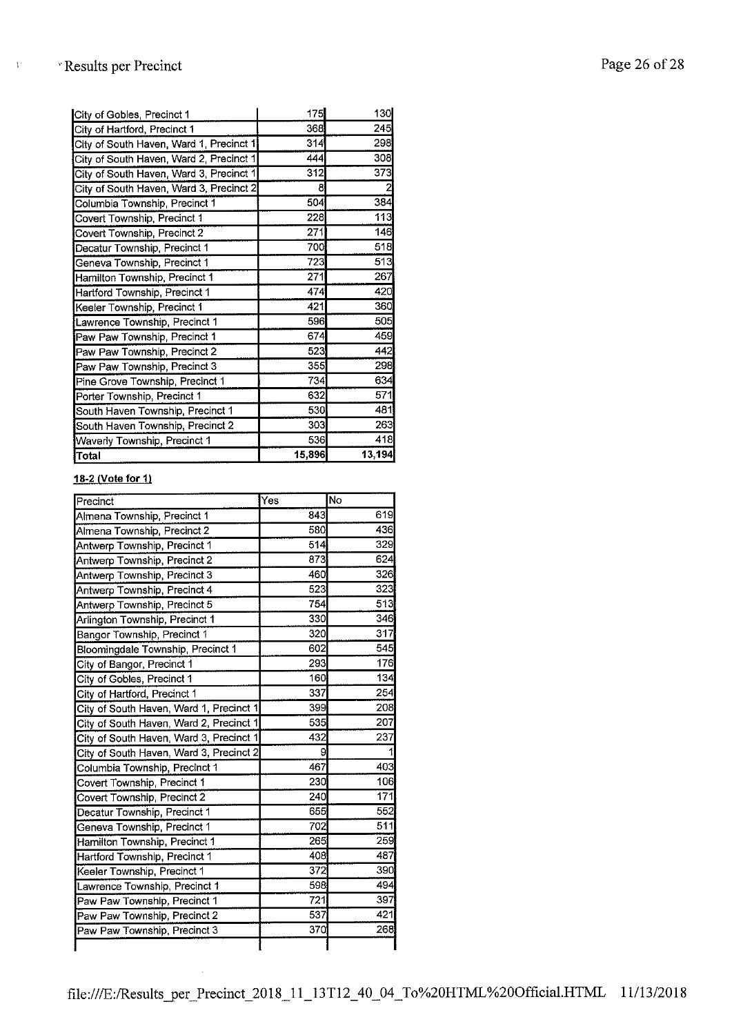| | | |
|---|---|---|
| City of Gobles, Precinct 1 | 175 | 130 |
| City of Hartford, Precinct 1 | 368 | 245 |
| City of South Haven, Ward 1, Precinct 1 | 314 | 298 |
| City of South Haven, Ward 2, Precinct 1 | 444 | 308 |
| City of South Haven, Ward 3, Precinct 1 | 312 | 373 |
| City of South Haven, Ward 3, Precinct 2 | 8 | 2 |
| Columbia Township, Precinct 1 | 504 | 384 |
| Covert Township, Precinct 1 | 228 | 113 |
| Covert Township, Precinct 2 | 271 | 146 |
| Decatur Township, Precinct 1 | 700 | 518 |
| Geneva Township, Precinct 1 | 723 | 513 |
| Hamilton Township, Precinct 1 | 271 | 267 |
| Hartford Township, Precinct 1 | 474 | 420 |
| Keeler Township, Precinct 1 | 421 | 360 |
| Lawrence Township, Precinct 1 | 596 | 505 |
| Paw Paw Township, Precinct 1 | 674 | 459 |
| Paw Paw Township, Precinct 2 | 523 | 442 |
| Paw Paw Township, Precinct 3 | 355 | 298 |
| Pine Grove Township, Precinct 1 | 734 | 634 |
| Porter Township, Precinct 1 | 632 | 571 |
| South Haven Township, Precinct 1 | 530 | 481 |
| South Haven Township, Precinct 2 | 303 | 263 |
| Waverly Township, Precinct 1 | 536 | 418 |
| **Total** | **15,896** | **13,194** |

**18-2 (Vote for 1)**

| Precinct | Yes | No |
|---|---|---|
| Almena Township, Precinct 1 | 843 | 619 |
| Almena Township, Precinct 2 | 580 | 436 |
| Antwerp Township, Precinct 1 | 514 | 329 |
| Antwerp Township, Precinct 2 | 873 | 624 |
| Antwerp Township, Precinct 3 | 460 | 326 |
| Antwerp Township, Precinct 4 | 523 | 323 |
| Antwerp Township, Precinct 5 | 754 | 513 |
| Arlington Township, Precinct 1 | 330 | 346 |
| Bangor Township, Precinct 1 | 320 | 317 |
| Bloomingdale Township, Precinct 1 | 602 | 545 |
| City of Bangor, Precinct 1 | 293 | 176 |
| City of Gobles, Precinct 1 | 160 | 134 |
| City of Hartford, Precinct 1 | 337 | 254 |
| City of South Haven, Ward 1, Precinct 1 | 399 | 208 |
| City of South Haven, Ward 2, Precinct 1 | 535 | 207 |
| City of South Haven, Ward 3, Precinct 1 | 432 | 237 |
| City of South Haven, Ward 3, Precinct 2 | 9 | 1 |
| Columbia Township, Precinct 1 | 467 | 403 |
| Covert Township, Precinct 1 | 230 | 106 |
| Covert Township, Precinct 2 | 240 | 171 |
| Decatur Township, Precinct 1 | 655 | 552 |
| Geneva Township, Precinct 1 | 702 | 511 |
| Hamilton Township, Precinct 1 | 265 | 259 |
| Hartford Township, Precinct 1 | 408 | 487 |
| Keeler Township, Precinct 1 | 372 | 390 |
| Lawrence Township, Precinct 1 | 598 | 494 |
| Paw Paw Township, Precinct 1 | 721 | 397 |
| Paw Paw Township, Precinct 2 | 537 | 421 |
| Paw Paw Township, Precinct 3 | 370 | 268 |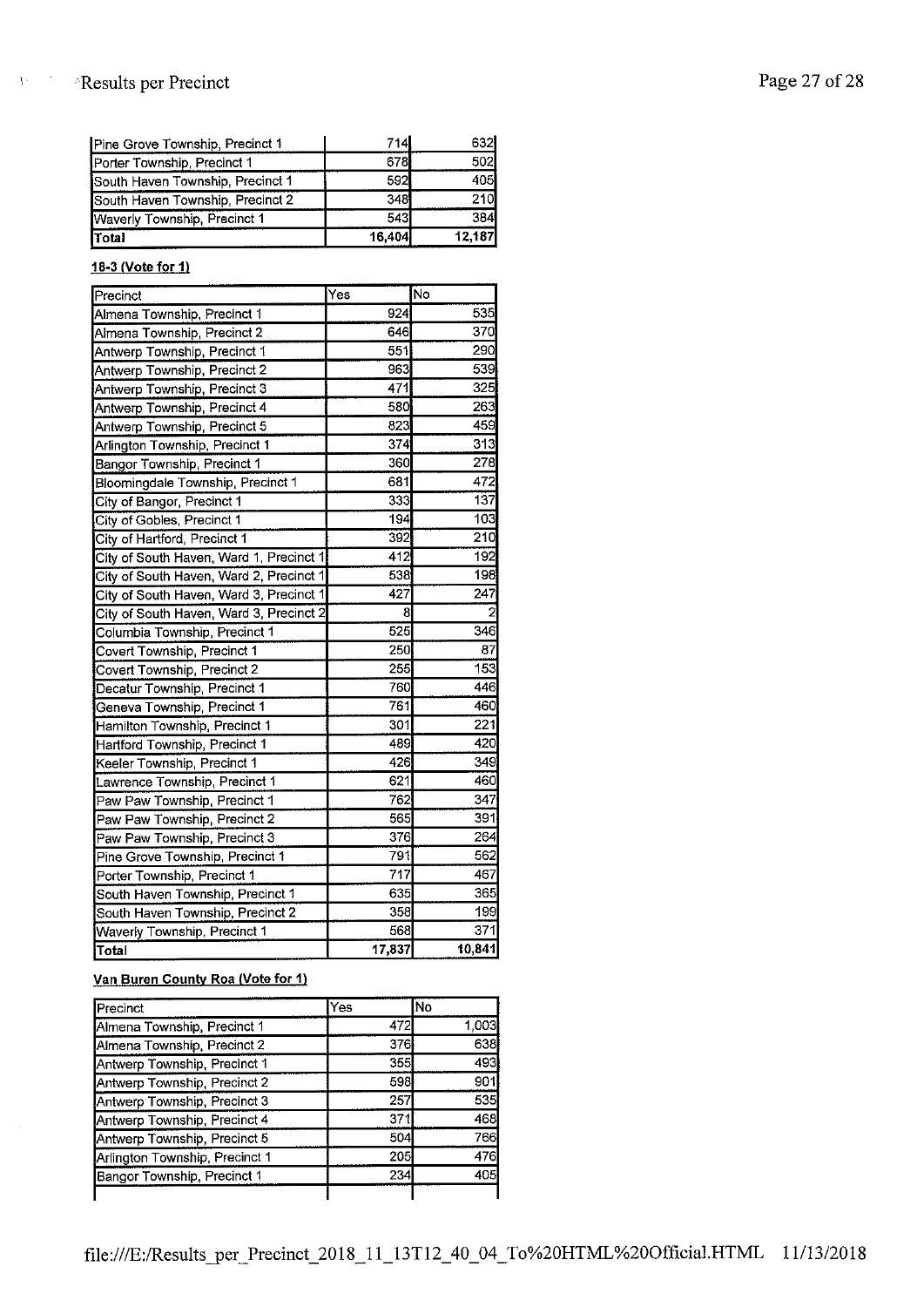| | | |
|---|---|---|
| Pine Grove Township, Precinct 1 | 714 | 632 |
| Porter Township, Precinct 1 | 678 | 502 |
| South Haven Township, Precinct 1 | 592 | 405 |
| South Haven Township, Precinct 2 | 348 | 210 |
| Waverly Township, Precinct 1 | 543 | 384 |
| **Total** | **16,404** | **12,187** |

**18-3 (Vote for 1)**

| Precinct | Yes | No |
|---|---|---|
| Almena Township, Precinct 1 | 924 | 535 |
| Almena Township, Precinct 2 | 646 | 370 |
| Antwerp Township, Precinct 1 | 551 | 290 |
| Antwerp Township, Precinct 2 | 963 | 539 |
| Antwerp Township, Precinct 3 | 471 | 325 |
| Antwerp Township, Precinct 4 | 580 | 263 |
| Antwerp Township, Precinct 5 | 823 | 459 |
| Arlington Township, Precinct 1 | 374 | 313 |
| Bangor Township, Precinct 1 | 360 | 278 |
| Bloomingdale Township, Precinct 1 | 681 | 472 |
| City of Bangor, Precinct 1 | 333 | 137 |
| City of Gobles, Precinct 1 | 194 | 103 |
| City of Hartford, Precinct 1 | 392 | 210 |
| City of South Haven, Ward 1, Precinct 1 | 412 | 192 |
| City of South Haven, Ward 2, Precinct 1 | 538 | 198 |
| City of South Haven, Ward 3, Precinct 1 | 427 | 247 |
| City of South Haven, Ward 3, Precinct 2 | 8 | 2 |
| Columbia Township, Precinct 1 | 525 | 346 |
| Covert Township, Precinct 1 | 250 | 87 |
| Covert Township, Precinct 2 | 255 | 153 |
| Decatur Township, Precinct 1 | 760 | 446 |
| Geneva Township, Precinct 1 | 761 | 460 |
| Hamilton Township, Precinct 1 | 301 | 221 |
| Hartford Township, Precinct 1 | 489 | 420 |
| Keeler Township, Precinct 1 | 426 | 349 |
| Lawrence Township, Precinct 1 | 621 | 460 |
| Paw Paw Township, Precinct 1 | 762 | 347 |
| Paw Paw Township, Precinct 2 | 565 | 391 |
| Paw Paw Township, Precinct 3 | 376 | 264 |
| Pine Grove Township, Precinct 1 | 791 | 562 |
| Porter Township, Precinct 1 | 717 | 467 |
| South Haven Township, Precinct 1 | 635 | 365 |
| South Haven Township, Precinct 2 | 358 | 199 |
| Waverly Township, Precinct 1 | 568 | 371 |
| **Total** | **17,837** | **10,841** |

**Van Buren County Roa (Vote for 1)**

| Precinct | Yes | No |
|---|---|---|
| Almena Township, Precinct 1 | 472 | 1,003 |
| Almena Township, Precinct 2 | 376 | 638 |
| Antwerp Township, Precinct 1 | 355 | 493 |
| Antwerp Township, Precinct 2 | 598 | 901 |
| Antwerp Township, Precinct 3 | 257 | 535 |
| Antwerp Township, Precinct 4 | 371 | 468 |
| Antwerp Township, Precinct 5 | 504 | 766 |
| Arlington Township, Precinct 1 | 205 | 476 |
| Bangor Township, Precinct 1 | 234 | 405 |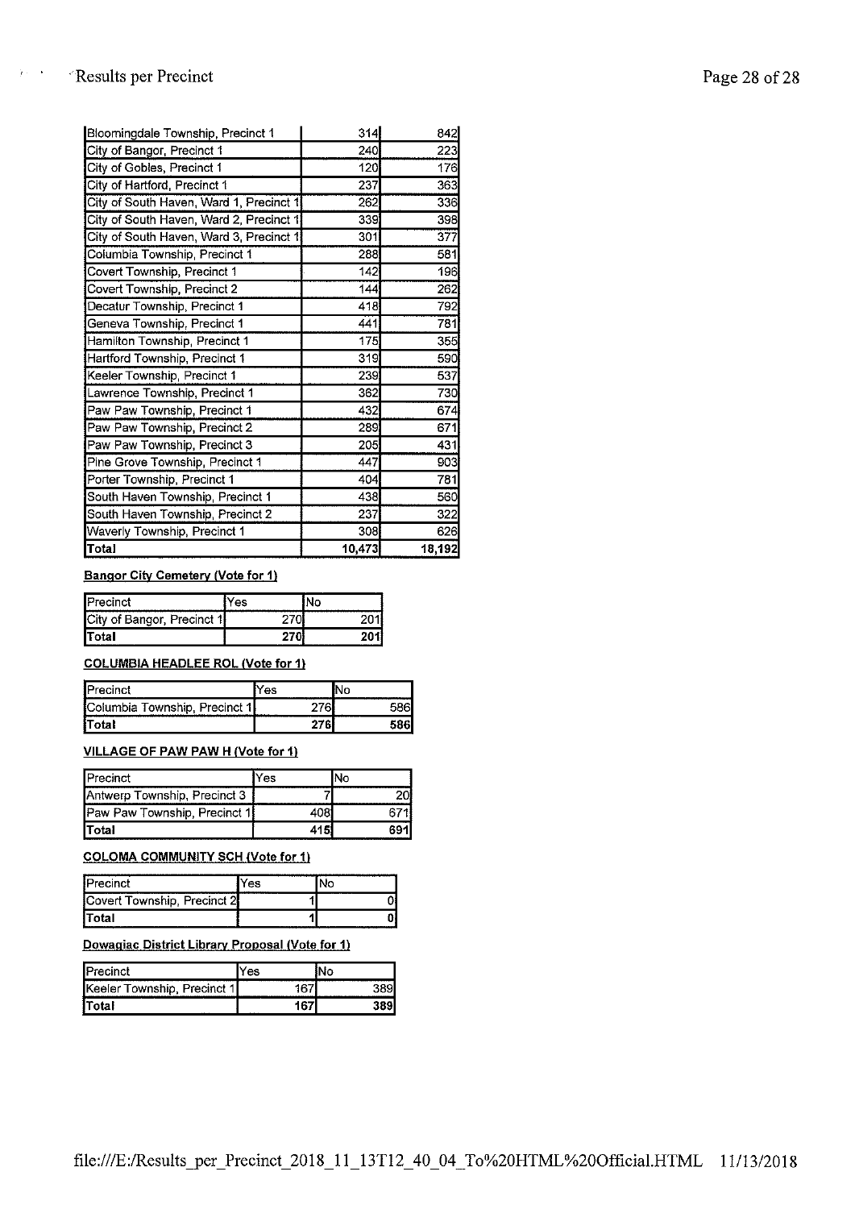| | | |
|---|---|---|
| Bloomingdale Township, Precinct 1 | 314 | 842 |
| City of Bangor, Precinct 1 | 240 | 223 |
| City of Gobles, Precinct 1 | 120 | 176 |
| City of Hartford, Precinct 1 | 237 | 363 |
| City of South Haven, Ward 1, Precinct 1 | 262 | 336 |
| City of South Haven, Ward 2, Precinct 1 | 339 | 398 |
| City of South Haven, Ward 3, Precinct 1 | 301 | 377 |
| Columbia Township, Precinct 1 | 288 | 581 |
| Covert Township, Precinct 1 | 142 | 196 |
| Covert Township, Precinct 2 | 144 | 262 |
| Decatur Township, Precinct 1 | 418 | 792 |
| Geneva Township, Precinct 1 | 441 | 781 |
| Hamilton Township, Precinct 1 | 175 | 355 |
| Hartford Township, Precinct 1 | 319 | 590 |
| Keeler Township, Precinct 1 | 239 | 537 |
| Lawrence Township, Precinct 1 | 362 | 730 |
| Paw Paw Township, Precinct 1 | 432 | 674 |
| Paw Paw Township, Precinct 2 | 289 | 671 |
| Paw Paw Township, Precinct 3 | 205 | 431 |
| Pine Grove Township, Precinct 1 | 447 | 903 |
| Porter Township, Precinct 1 | 404 | 781 |
| South Haven Township, Precinct 1 | 438 | 560 |
| South Haven Township, Precinct 2 | 237 | 322 |
| Waverly Township, Precinct 1 | 308 | 626 |
| **Total** | **10,473** | **18,192** |

**Bangor City Cemetery (Vote for 1)**

| Precinct | Yes | No |
|---|---|---|
| City of Bangor, Precinct 1 | 270 | 201 |
| **Total** | **270** | **201** |

**COLUMBIA HEADLEE ROL (Vote for 1)**

| Precinct | Yes | No |
|---|---|---|
| Columbia Township, Precinct 1 | 276 | 586 |
| **Total** | **276** | **586** |

**VILLAGE OF PAW PAW H (Vote for 1)**

| Precinct | Yes | No |
|---|---|---|
| Antwerp Township, Precinct 3 | 7 | 20 |
| Paw Paw Township, Precinct 1 | 408 | 671 |
| **Total** | **415** | **691** |

**COLOMA COMMUNITY SCH (Vote for 1)**

| Precinct | Yes | No |
|---|---|---|
| Covert Township, Precinct 2 | 1 | 0 |
| **Total** | **1** | **0** |

**Dowagiac District Library Proposal (Vote for 1)**

| Precinct | Yes | No |
|---|---|---|
| Keeler Township, Precinct 1 | 167 | 389 |
| **Total** | **167** | **389** |